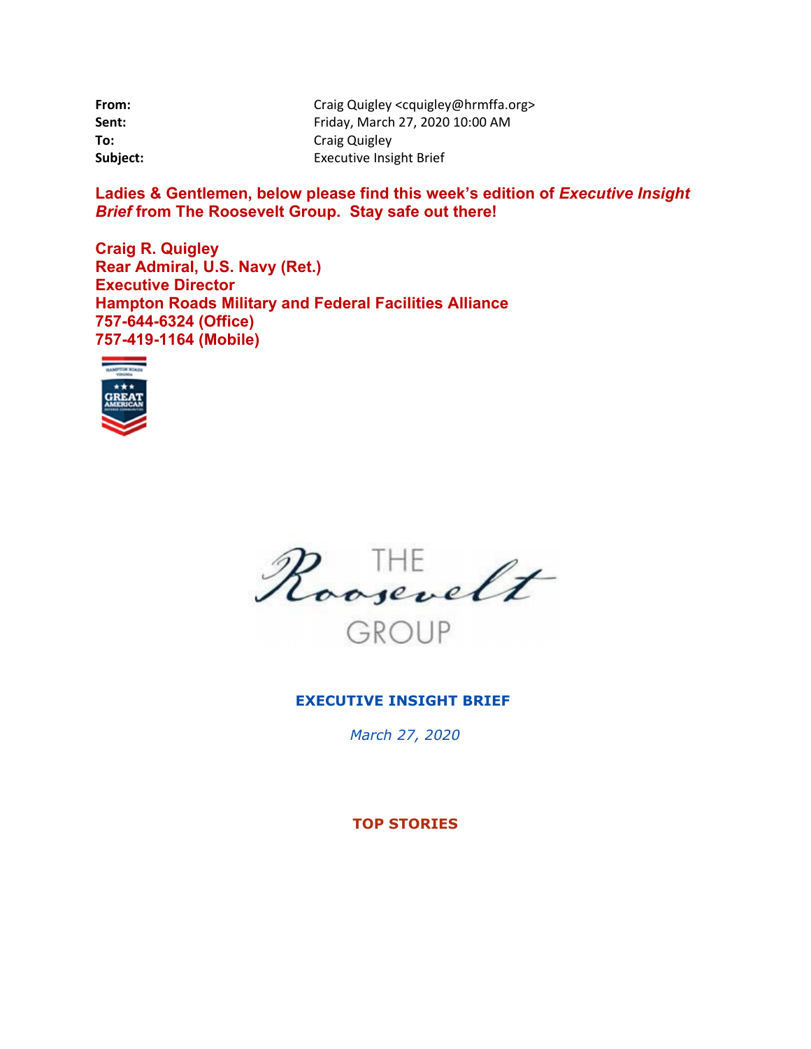| | |
|---|---|
| **From:** | Craig Quigley <cquigley@hrmffa.org> |
| **Sent:** | Friday, March 27, 2020 10:00 AM |
| **To:** | Craig Quigley |
| **Subject:** | Executive Insight Brief |

**Ladies & Gentlemen, below please find this week's edition of *Executive Insight Brief* from The Roosevelt Group. Stay safe out there!**

**Craig R. Quigley**
**Rear Admiral, U.S. Navy (Ret.)**
**Executive Director**
**Hampton Roads Military and Federal Facilities Alliance**
**757-644-6324 (Office)**
**757-419-1164 (Mobile)**

THE Roosevelt GROUP

**EXECUTIVE INSIGHT BRIEF**

*March 27, 2020*

**TOP STORIES**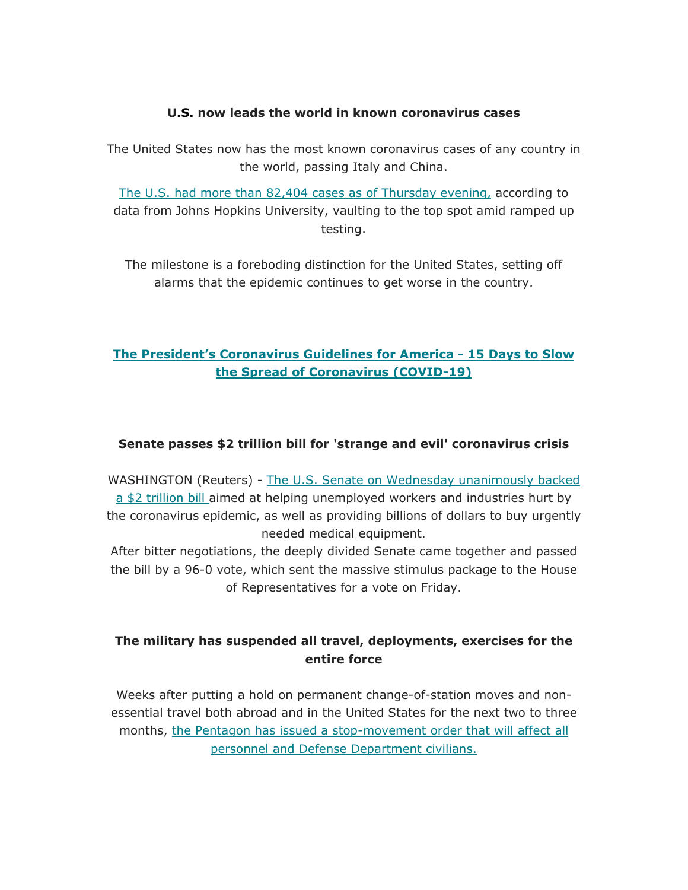**U.S. now leads the world in known coronavirus cases**

The United States now has the most known coronavirus cases of any country in the world, passing Italy and China.

The U.S. had more than 82,404 cases as of Thursday evening, according to data from Johns Hopkins University, vaulting to the top spot amid ramped up testing.

The milestone is a foreboding distinction for the United States, setting off alarms that the epidemic continues to get worse in the country.

**The President's Coronavirus Guidelines for America - 15 Days to Slow the Spread of Coronavirus (COVID-19)**

**Senate passes $2 trillion bill for 'strange and evil' coronavirus crisis**

WASHINGTON (Reuters) - The U.S. Senate on Wednesday unanimously backed a $2 trillion bill aimed at helping unemployed workers and industries hurt by the coronavirus epidemic, as well as providing billions of dollars to buy urgently needed medical equipment.
After bitter negotiations, the deeply divided Senate came together and passed the bill by a 96-0 vote, which sent the massive stimulus package to the House of Representatives for a vote on Friday.

**The military has suspended all travel, deployments, exercises for the entire force**

Weeks after putting a hold on permanent change-of-station moves and non-essential travel both abroad and in the United States for the next two to three months, the Pentagon has issued a stop-movement order that will affect all personnel and Defense Department civilians.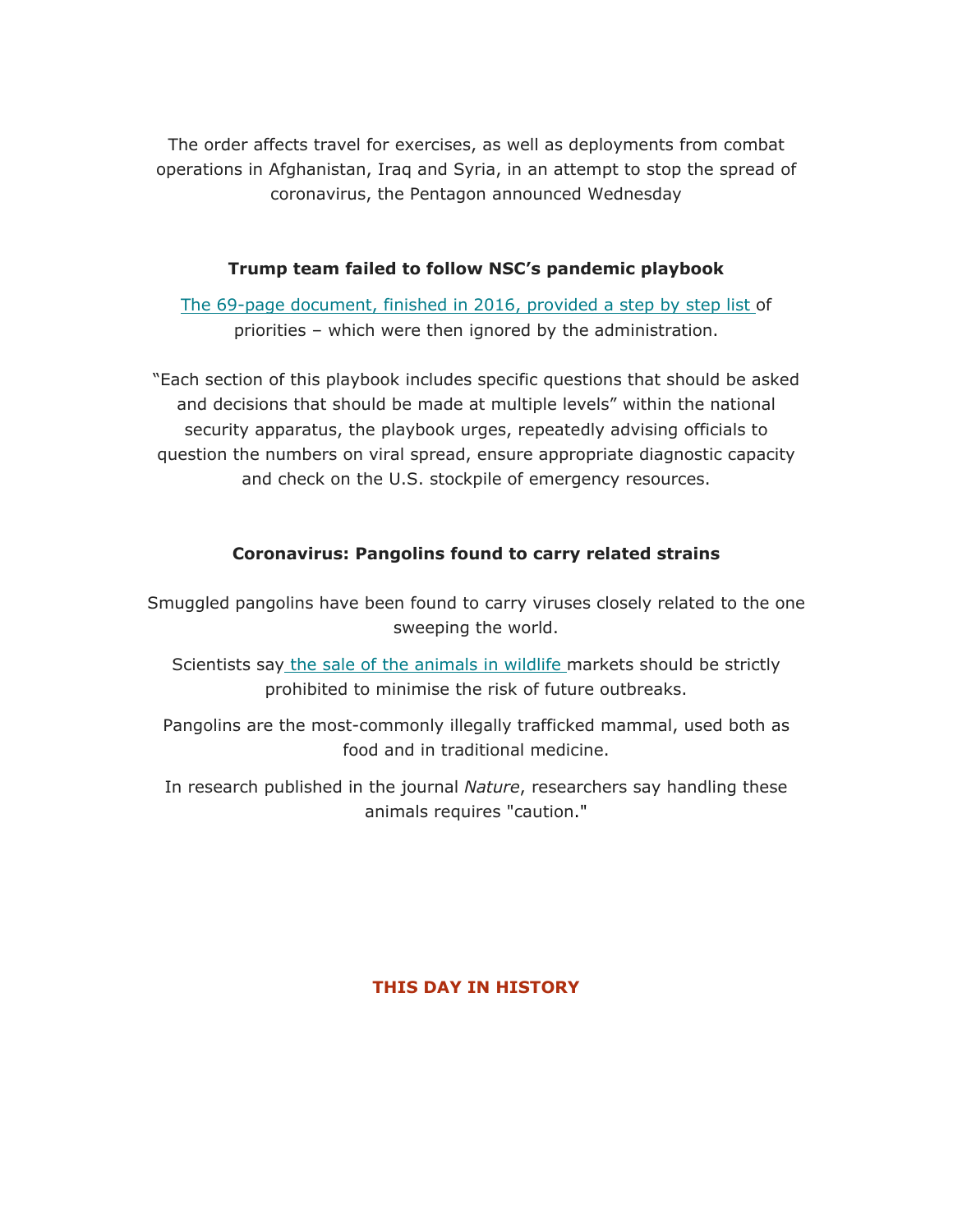The order affects travel for exercises, as well as deployments from combat operations in Afghanistan, Iraq and Syria, in an attempt to stop the spread of coronavirus, the Pentagon announced Wednesday

**Trump team failed to follow NSC's pandemic playbook**

The 69-page document, finished in 2016, provided a step by step list of priorities – which were then ignored by the administration.

"Each section of this playbook includes specific questions that should be asked and decisions that should be made at multiple levels" within the national security apparatus, the playbook urges, repeatedly advising officials to question the numbers on viral spread, ensure appropriate diagnostic capacity and check on the U.S. stockpile of emergency resources.

**Coronavirus: Pangolins found to carry related strains**

Smuggled pangolins have been found to carry viruses closely related to the one sweeping the world.

Scientists say the sale of the animals in wildlife markets should be strictly prohibited to minimise the risk of future outbreaks.

Pangolins are the most-commonly illegally trafficked mammal, used both as food and in traditional medicine.

In research published in the journal *Nature*, researchers say handling these animals requires "caution."

**THIS DAY IN HISTORY**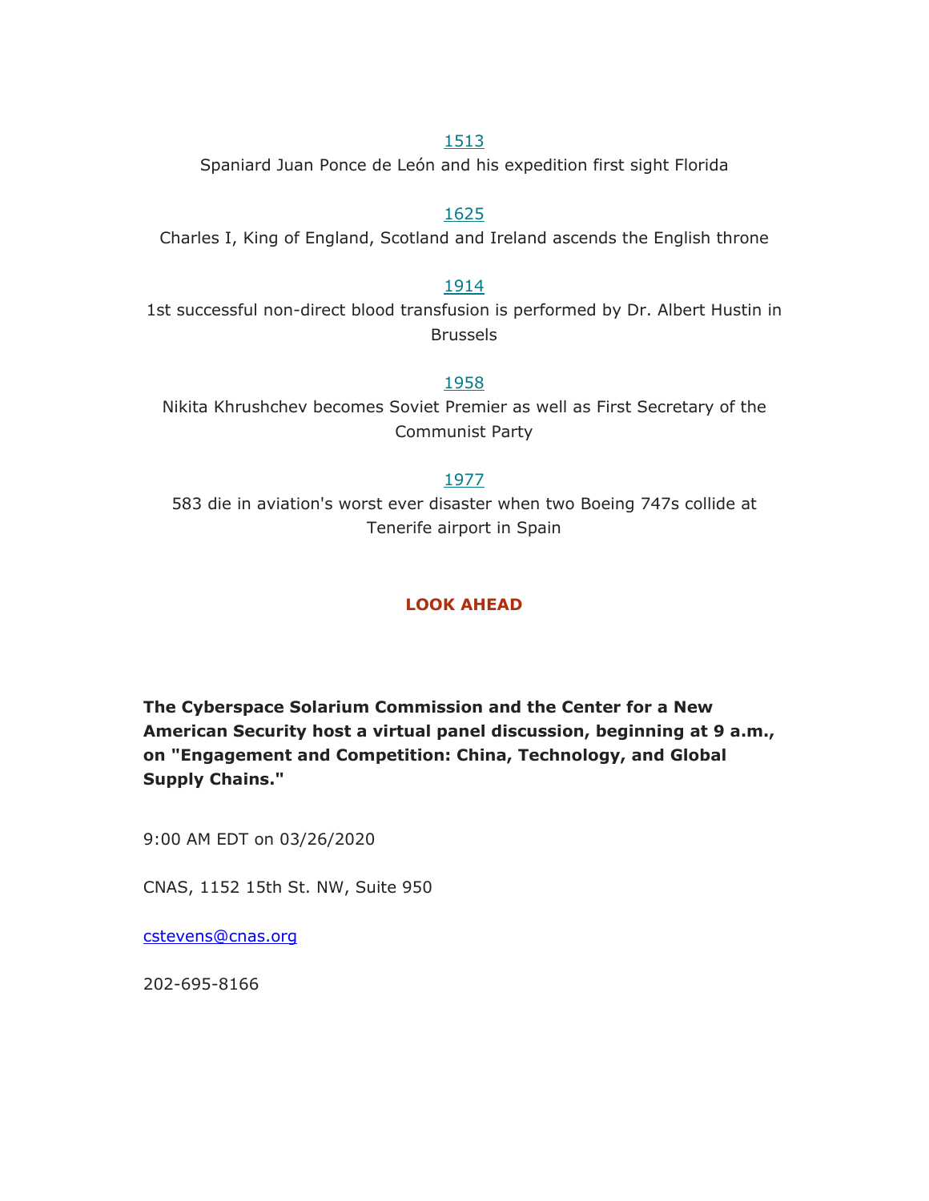[1513](#)

Spaniard Juan Ponce de León and his expedition first sight Florida

[1625](#)

Charles I, King of England, Scotland and Ireland ascends the English throne

[1914](#)

1st successful non-direct blood transfusion is performed by Dr. Albert Hustin in Brussels

[1958](#)

Nikita Khrushchev becomes Soviet Premier as well as First Secretary of the Communist Party

[1977](#)

583 die in aviation's worst ever disaster when two Boeing 747s collide at Tenerife airport in Spain

**LOOK AHEAD**

**The Cyberspace Solarium Commission and the Center for a New American Security host a virtual panel discussion, beginning at 9 a.m., on "Engagement and Competition: China, Technology, and Global Supply Chains."**

9:00 AM EDT on 03/26/2020

CNAS, 1152 15th St. NW, Suite 950

cstevens@cnas.org

202-695-8166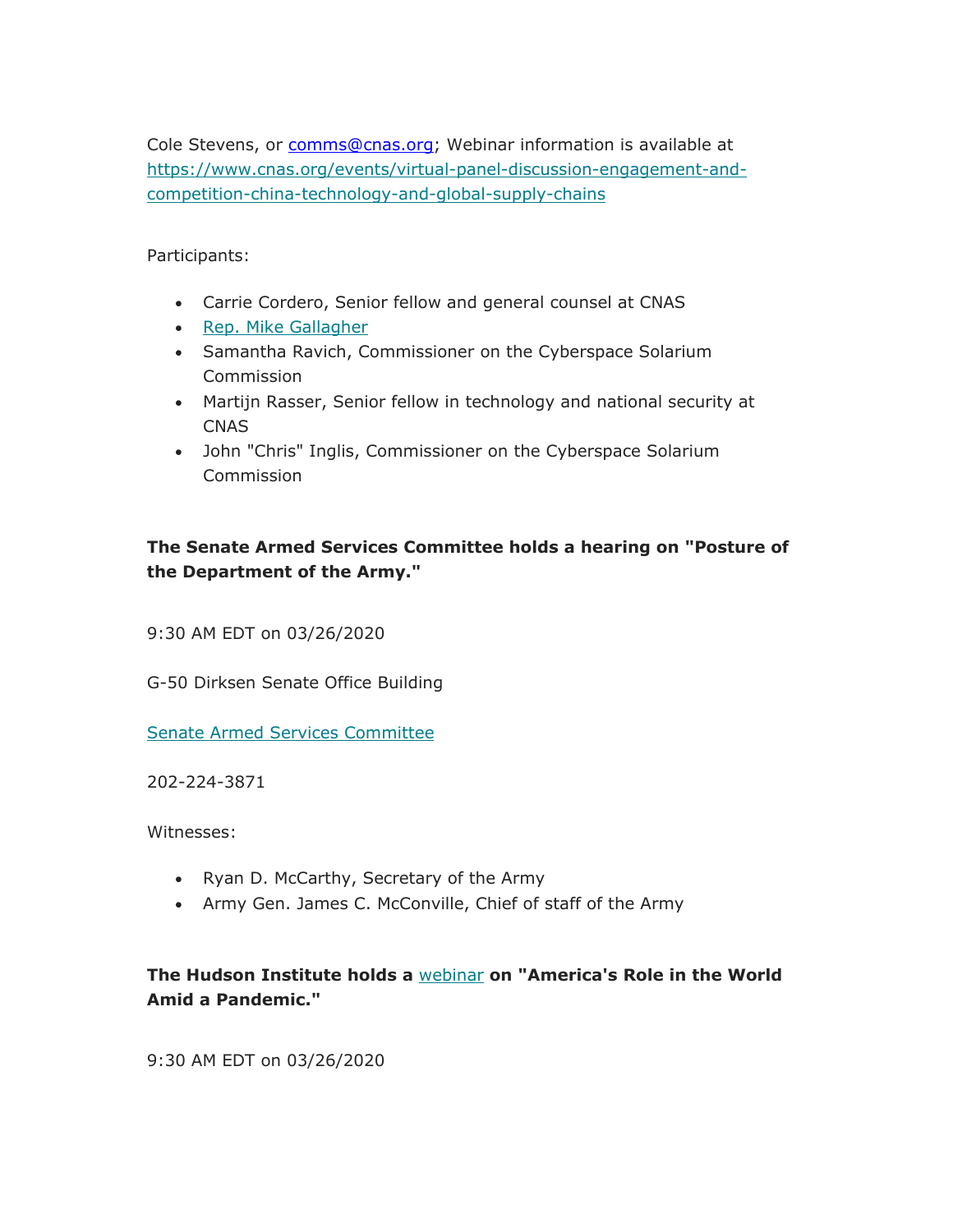Cole Stevens, or comms@cnas.org; Webinar information is available at https://www.cnas.org/events/virtual-panel-discussion-engagement-and-competition-china-technology-and-global-supply-chains

Participants:

- Carrie Cordero, Senior fellow and general counsel at CNAS
- Rep. Mike Gallagher
- Samantha Ravich, Commissioner on the Cyberspace Solarium Commission
- Martijn Rasser, Senior fellow in technology and national security at CNAS
- John "Chris" Inglis, Commissioner on the Cyberspace Solarium Commission

**The Senate Armed Services Committee holds a hearing on "Posture of the Department of the Army."**

9:30 AM EDT on 03/26/2020

G-50 Dirksen Senate Office Building

Senate Armed Services Committee

202-224-3871

Witnesses:

- Ryan D. McCarthy, Secretary of the Army
- Army Gen. James C. McConville, Chief of staff of the Army

**The Hudson Institute holds a webinar on "America's Role in the World Amid a Pandemic."**

9:30 AM EDT on 03/26/2020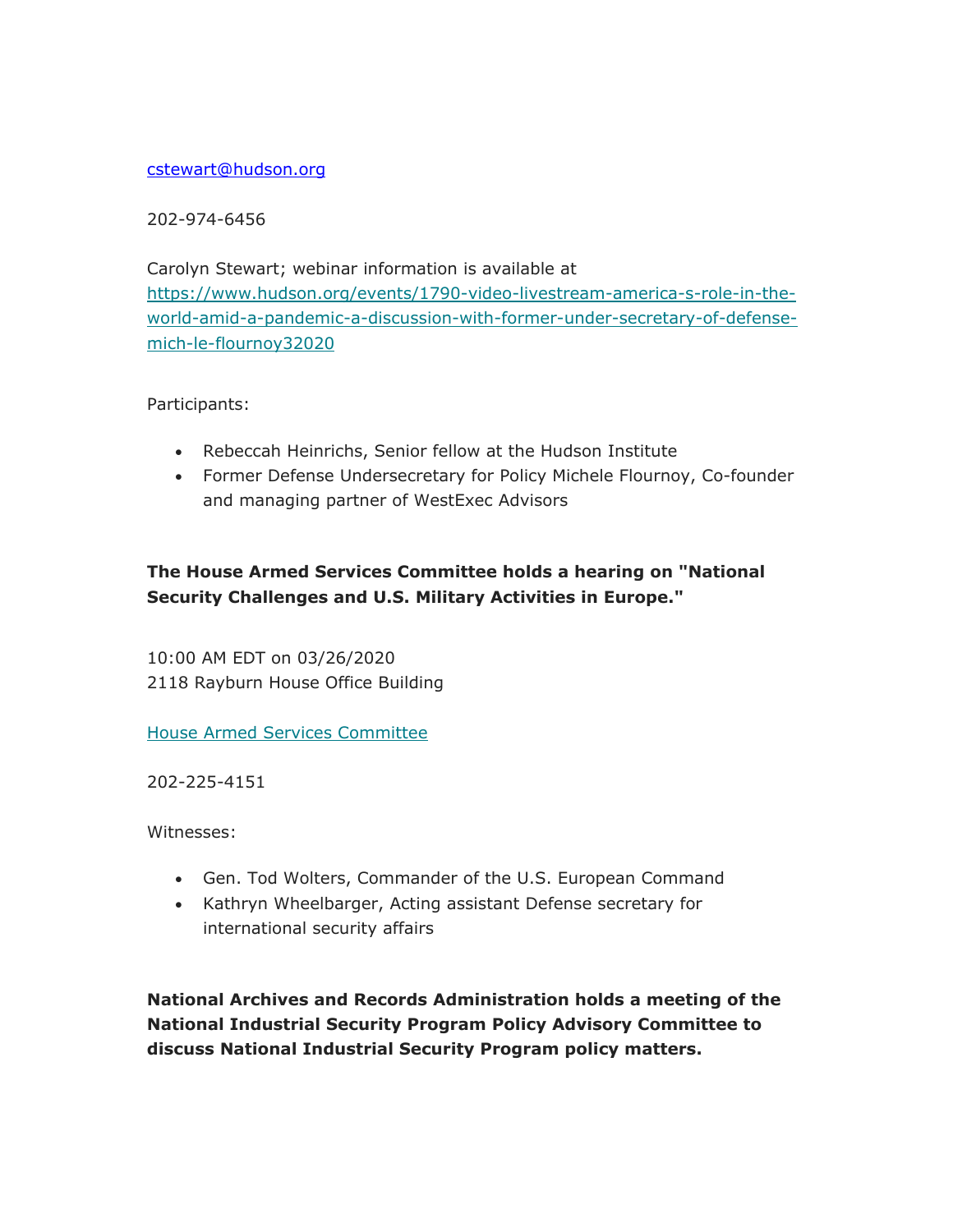[cstewart@hudson.org](mailto:cstewart@hudson.org)

202-974-6456

Carolyn Stewart; webinar information is available at [https://www.hudson.org/events/1790-video-livestream-america-s-role-in-the-world-amid-a-pandemic-a-discussion-with-former-under-secretary-of-defense-mich-le-flournoy32020](https://www.hudson.org/events/1790-video-livestream-america-s-role-in-the-world-amid-a-pandemic-a-discussion-with-former-under-secretary-of-defense-mich-le-flournoy32020)

Participants:

- Rebeccah Heinrichs, Senior fellow at the Hudson Institute
- Former Defense Undersecretary for Policy Michele Flournoy, Co-founder and managing partner of WestExec Advisors

**The House Armed Services Committee holds a hearing on "National Security Challenges and U.S. Military Activities in Europe."**

10:00 AM EDT on 03/26/2020
2118 Rayburn House Office Building

House Armed Services Committee

202-225-4151

Witnesses:

- Gen. Tod Wolters, Commander of the U.S. European Command
- Kathryn Wheelbarger, Acting assistant Defense secretary for international security affairs

**National Archives and Records Administration holds a meeting of the National Industrial Security Program Policy Advisory Committee to discuss National Industrial Security Program policy matters.**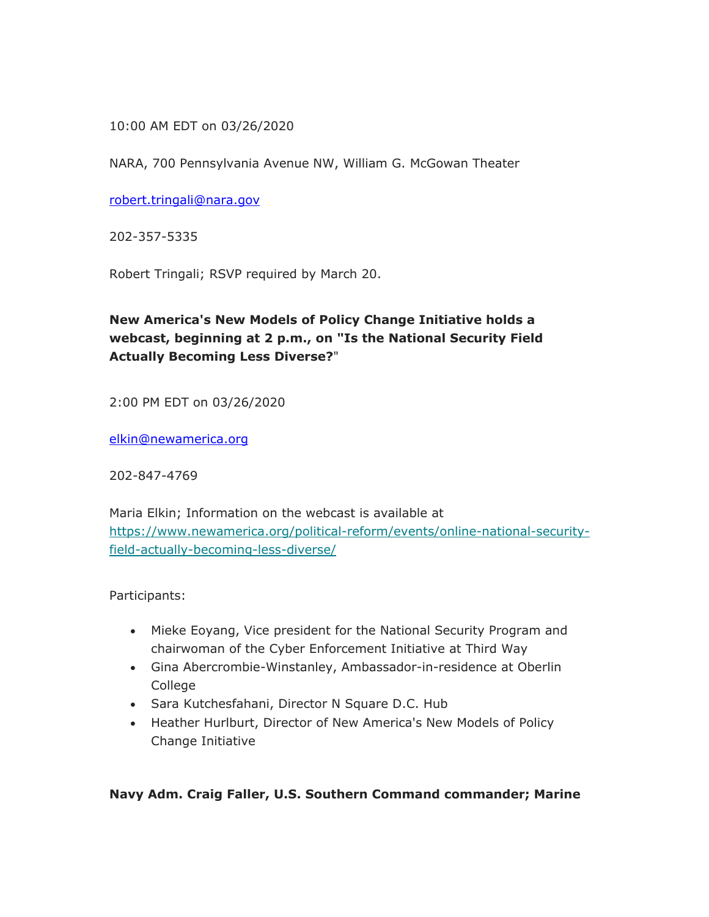10:00 AM EDT on 03/26/2020

NARA, 700 Pennsylvania Avenue NW, William G. McGowan Theater

robert.tringali@nara.gov

202-357-5335

Robert Tringali; RSVP required by March 20.

**New America's New Models of Policy Change Initiative holds a webcast, beginning at 2 p.m., on "Is the National Security Field Actually Becoming Less Diverse?**"

2:00 PM EDT on 03/26/2020

elkin@newamerica.org

202-847-4769

Maria Elkin; Information on the webcast is available at https://www.newamerica.org/political-reform/events/online-national-security-field-actually-becoming-less-diverse/

Participants:

- Mieke Eoyang, Vice president for the National Security Program and chairwoman of the Cyber Enforcement Initiative at Third Way
- Gina Abercrombie-Winstanley, Ambassador-in-residence at Oberlin College
- Sara Kutchesfahani, Director N Square D.C. Hub
- Heather Hurlburt, Director of New America's New Models of Policy Change Initiative

**Navy Adm. Craig Faller, U.S. Southern Command commander; Marine**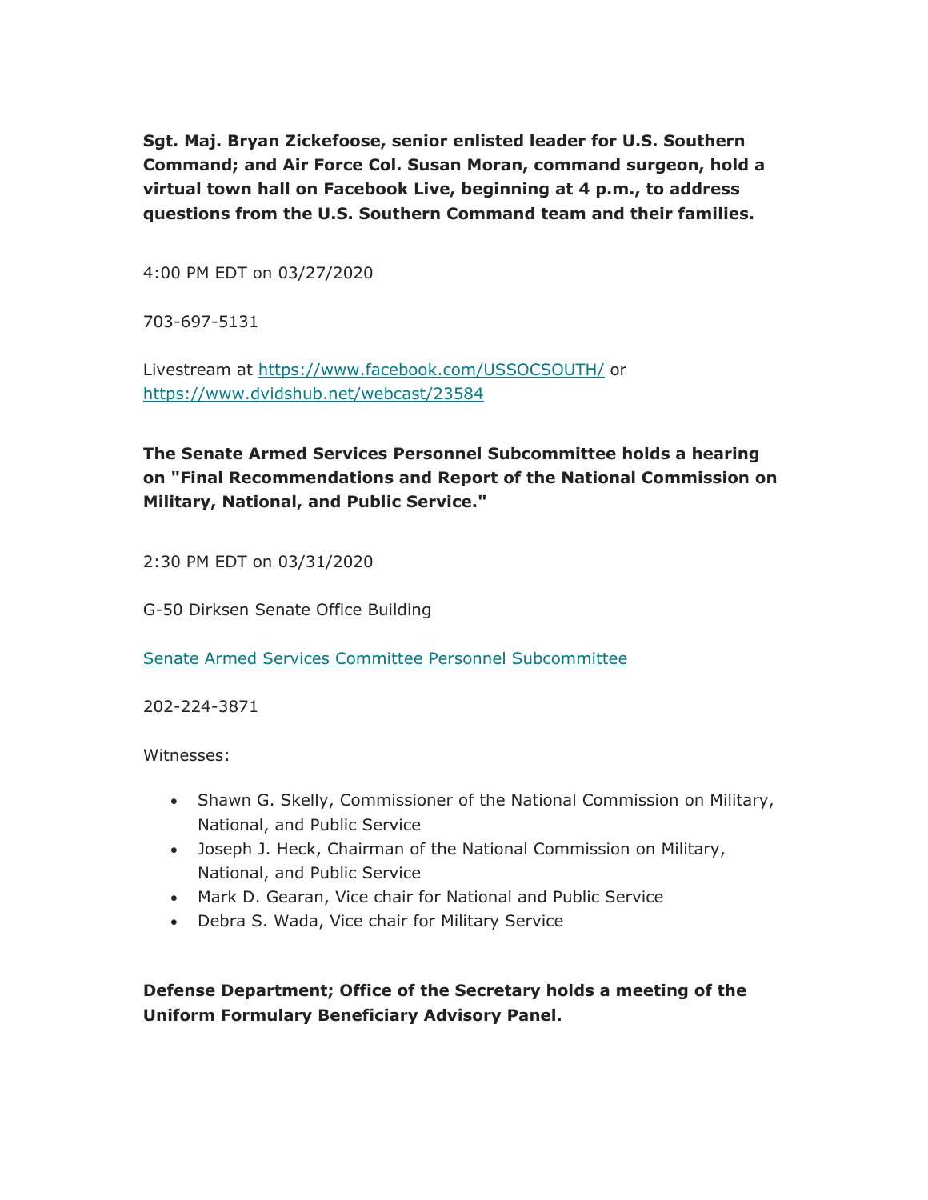**Sgt. Maj. Bryan Zickefoose, senior enlisted leader for U.S. Southern Command; and Air Force Col. Susan Moran, command surgeon, hold a virtual town hall on Facebook Live, beginning at 4 p.m., to address questions from the U.S. Southern Command team and their families.**

4:00 PM EDT on 03/27/2020

703-697-5131

Livestream at https://www.facebook.com/USSOCSOUTH/ or https://www.dvidshub.net/webcast/23584

**The Senate Armed Services Personnel Subcommittee holds a hearing on "Final Recommendations and Report of the National Commission on Military, National, and Public Service."**

2:30 PM EDT on 03/31/2020

G-50 Dirksen Senate Office Building

Senate Armed Services Committee Personnel Subcommittee

202-224-3871

Witnesses:

- Shawn G. Skelly, Commissioner of the National Commission on Military, National, and Public Service
- Joseph J. Heck, Chairman of the National Commission on Military, National, and Public Service
- Mark D. Gearan, Vice chair for National and Public Service
- Debra S. Wada, Vice chair for Military Service

**Defense Department; Office of the Secretary holds a meeting of the Uniform Formulary Beneficiary Advisory Panel.**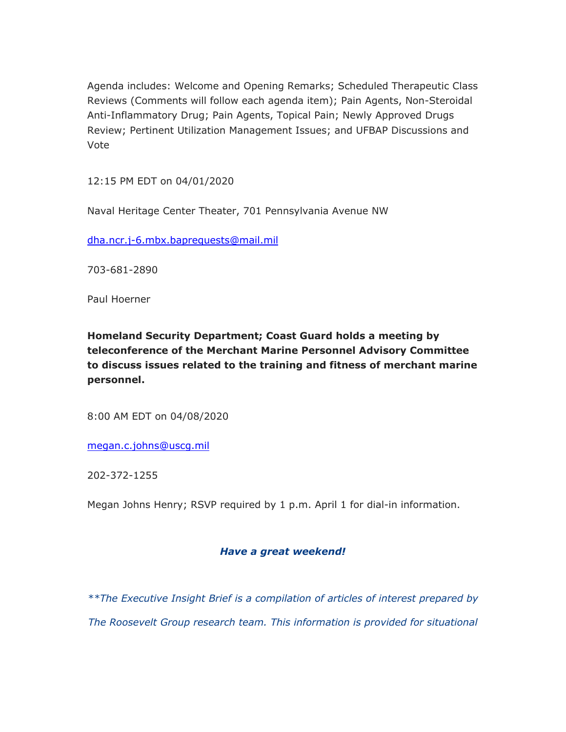Agenda includes: Welcome and Opening Remarks; Scheduled Therapeutic Class Reviews (Comments will follow each agenda item); Pain Agents, Non-Steroidal Anti-Inflammatory Drug; Pain Agents, Topical Pain; Newly Approved Drugs Review; Pertinent Utilization Management Issues; and UFBAP Discussions and Vote

12:15 PM EDT on 04/01/2020

Naval Heritage Center Theater, 701 Pennsylvania Avenue NW

dha.ncr.j-6.mbx.baprequests@mail.mil

703-681-2890

Paul Hoerner

**Homeland Security Department; Coast Guard holds a meeting by teleconference of the Merchant Marine Personnel Advisory Committee to discuss issues related to the training and fitness of merchant marine personnel.**

8:00 AM EDT on 04/08/2020

megan.c.johns@uscg.mil

202-372-1255

Megan Johns Henry; RSVP required by 1 p.m. April 1 for dial-in information.

***Have a great weekend!***

*\*\*The Executive Insight Brief is a compilation of articles of interest prepared by The Roosevelt Group research team. This information is provided for situational*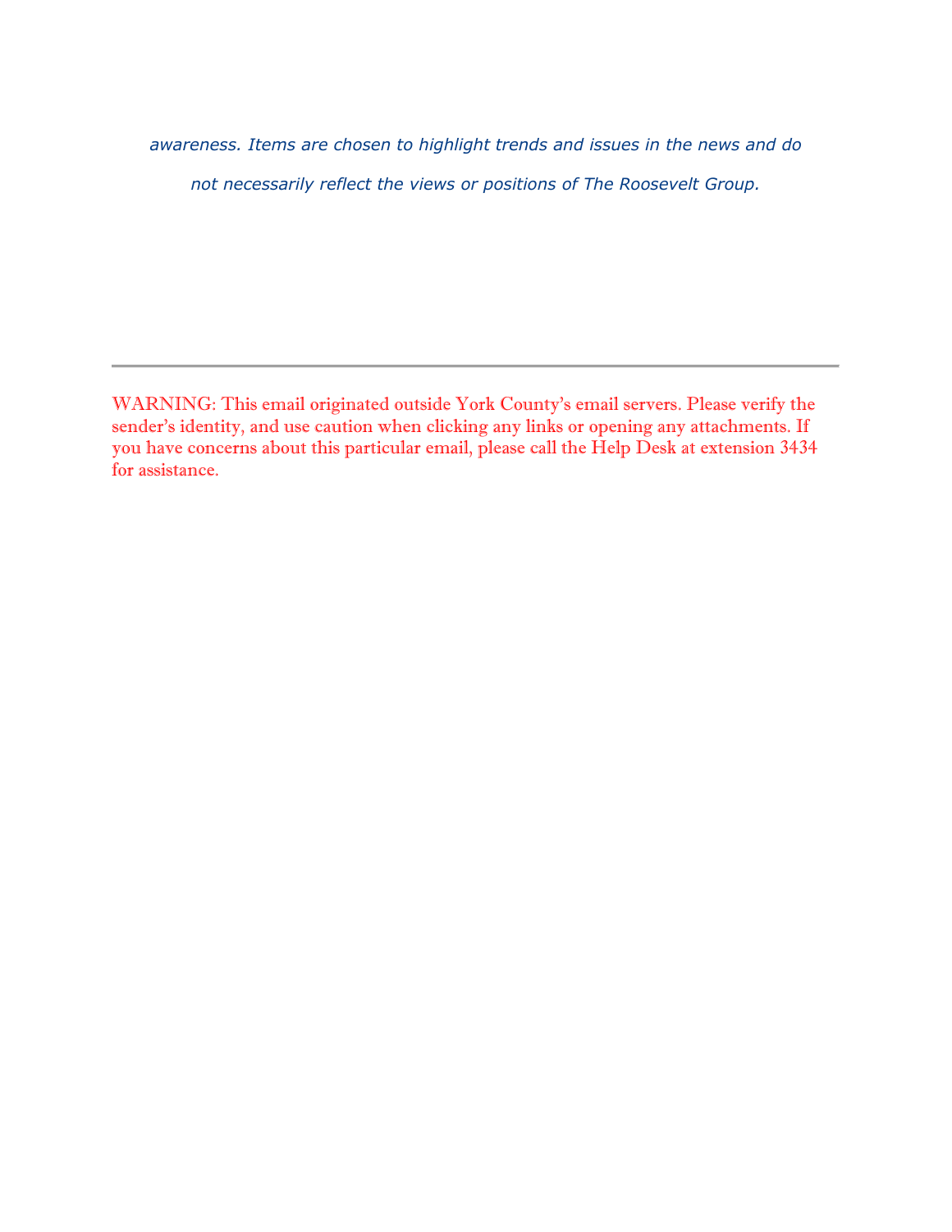*awareness. Items are chosen to highlight trends and issues in the news and do not necessarily reflect the views or positions of The Roosevelt Group.*

---

WARNING: This email originated outside York County's email servers. Please verify the sender's identity, and use caution when clicking any links or opening any attachments. If you have concerns about this particular email, please call the Help Desk at extension 3434 for assistance.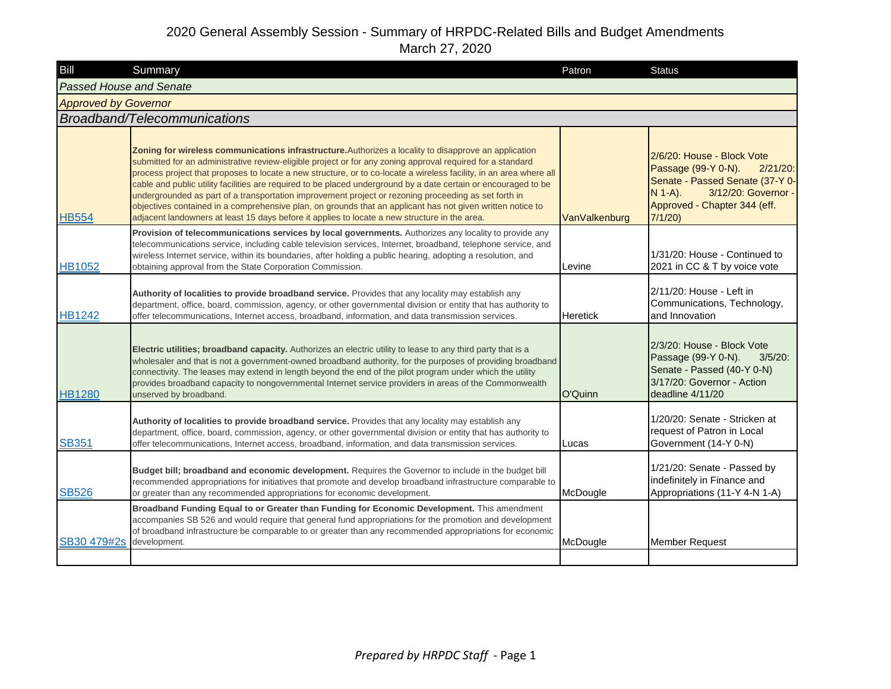# 2020 General Assembly Session - Summary of HRPDC-Related Bills and Budget Amendments

March 27, 2020

| Bill | Summary | Patron | Status |
|---|---|---|---|
| *Passed House and Senate* | | | |
| *Approved by Governor* | | | |
| *Broadband/Telecommunications* | | | |
| HB554 | **Zoning for wireless communications infrastructure.** Authorizes a locality to disapprove an application submitted for an administrative review-eligible project or for any zoning approval required for a standard process project that proposes to locate a new structure, or to co-locate a wireless facility, in an area where all cable and public utility facilities are required to be placed underground by a date certain or encouraged to be undergrounded as part of a transportation improvement project or rezoning proceeding as set forth in objectives contained in a comprehensive plan, on grounds that an applicant has not given written notice to adjacent landowners at least 15 days before it applies to locate a new structure in the area. | VanValkenburg | 2/6/20: House - Block Vote Passage (99-Y 0-N). 2/21/20: Senate - Passed Senate (37-Y 0-N 1-A). 3/12/20: Governor - Approved - Chapter 344 (eff. 7/1/20) |
| HB1052 | **Provision of telecommunications services by local governments.** Authorizes any locality to provide any telecommunications service, including cable television services, Internet, broadband, telephone service, and wireless Internet service, within its boundaries, after holding a public hearing, adopting a resolution, and obtaining approval from the State Corporation Commission. | Levine | 1/31/20: House - Continued to 2021 in CC & T by voice vote |
| HB1242 | **Authority of localities to provide broadband service.** Provides that any locality may establish any department, office, board, commission, agency, or other governmental division or entity that has authority to offer telecommunications, Internet access, broadband, information, and data transmission services. | Heretick | 2/11/20: House - Left in Communications, Technology, and Innovation |
| HB1280 | **Electric utilities; broadband capacity.** Authorizes an electric utility to lease to any third party that is a wholesaler and that is not a government-owned broadband authority, for the purposes of providing broadband connectivity. The leases may extend in length beyond the end of the pilot program under which the utility provides broadband capacity to nongovernmental Internet service providers in areas of the Commonwealth unserved by broadband. | O'Quinn | 2/3/20: House - Block Vote Passage (99-Y 0-N). 3/5/20: Senate - Passed (40-Y 0-N) 3/17/20: Governor - Action deadline 4/11/20 |
| SB351 | **Authority of localities to provide broadband service.** Provides that any locality may establish any department, office, board, commission, agency, or other governmental division or entity that has authority to offer telecommunications, Internet access, broadband, information, and data transmission services. | Lucas | 1/20/20: Senate - Stricken at request of Patron in Local Government (14-Y 0-N) |
| SB526 | **Budget bill; broadband and economic development.** Requires the Governor to include in the budget bill recommended appropriations for initiatives that promote and develop broadband infrastructure comparable to or greater than any recommended appropriations for economic development. | McDougle | 1/21/20: Senate - Passed by indefinitely in Finance and Appropriations (11-Y 4-N 1-A) |
| SB30 479#2s | **Broadband Funding Equal to or Greater than Funding for Economic Development.** This amendment accompanies SB 526 and would require that general fund appropriations for the promotion and development of broadband infrastructure be comparable to or greater than any recommended appropriations for economic development. | McDougle | Member Request |
| | | | |

*Prepared by HRPDC Staff*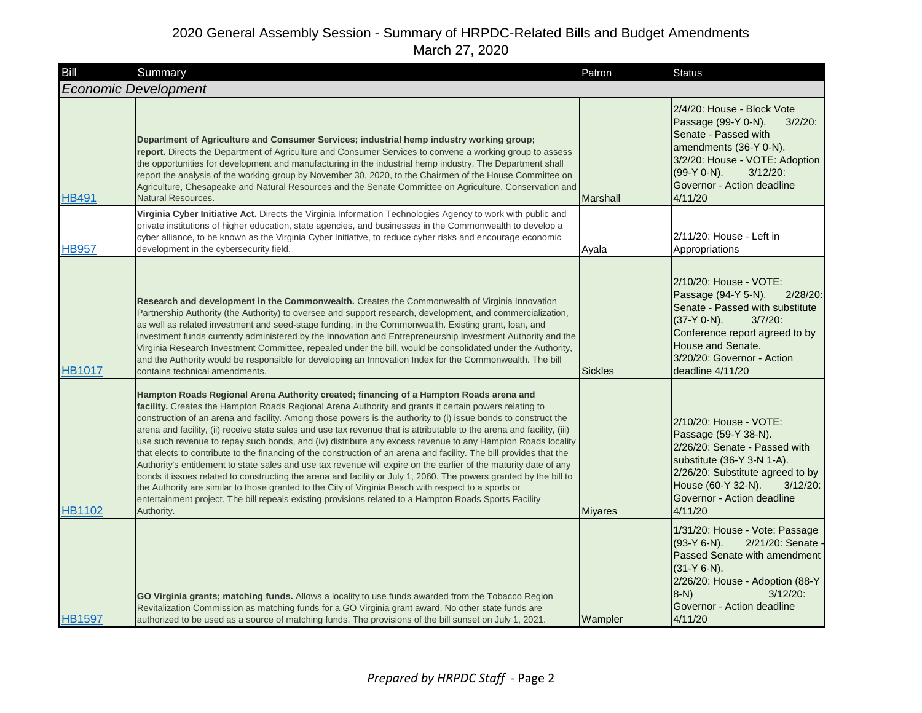# 2020 General Assembly Session - Summary of HRPDC-Related Bills and Budget Amendments

March 27, 2020

| Bill | Summary | Patron | Status |
|---|---|---|---|
| ***Economic Development*** | | | |
| HB491 | **Department of Agriculture and Consumer Services; industrial hemp industry working group; report.** Directs the Department of Agriculture and Consumer Services to convene a working group to assess the opportunities for development and manufacturing in the industrial hemp industry. The Department shall report the analysis of the working group by November 30, 2020, to the Chairmen of the House Committee on Agriculture, Chesapeake and Natural Resources and the Senate Committee on Agriculture, Conservation and Natural Resources. | Marshall | 2/4/20: House - Block Vote Passage (99-Y 0-N). 3/2/20: Senate - Passed with amendments (36-Y 0-N). 3/2/20: House - VOTE: Adoption (99-Y 0-N). 3/12/20: Governor - Action deadline 4/11/20 |
| HB957 | **Virginia Cyber Initiative Act.** Directs the Virginia Information Technologies Agency to work with public and private institutions of higher education, state agencies, and businesses in the Commonwealth to develop a cyber alliance, to be known as the Virginia Cyber Initiative, to reduce cyber risks and encourage economic development in the cybersecurity field. | Ayala | 2/11/20: House - Left in Appropriations |
| HB1017 | **Research and development in the Commonwealth.** Creates the Commonwealth of Virginia Innovation Partnership Authority (the Authority) to oversee and support research, development, and commercialization, as well as related investment and seed-stage funding, in the Commonwealth. Existing grant, loan, and investment funds currently administered by the Innovation and Entrepreneurship Investment Authority and the Virginia Research Investment Committee, repealed under the bill, would be consolidated under the Authority, and the Authority would be responsible for developing an Innovation Index for the Commonwealth. The bill contains technical amendments. | Sickles | 2/10/20: House - VOTE: Passage (94-Y 5-N). 2/28/20: Senate - Passed with substitute (37-Y 0-N). 3/7/20: Conference report agreed to by House and Senate. 3/20/20: Governor - Action deadline 4/11/20 |
| HB1102 | **Hampton Roads Regional Arena Authority created; financing of a Hampton Roads arena and facility.** Creates the Hampton Roads Regional Arena Authority and grants it certain powers relating to construction of an arena and facility. Among those powers is the authority to (i) issue bonds to construct the arena and facility, (ii) receive state sales and use tax revenue that is attributable to the arena and facility, (iii) use such revenue to repay such bonds, and (iv) distribute any excess revenue to any Hampton Roads locality that elects to contribute to the financing of the construction of an arena and facility. The bill provides that the Authority's entitlement to state sales and use tax revenue will expire on the earlier of the maturity date of any bonds it issues related to constructing the arena and facility or July 1, 2060. The powers granted by the bill to the Authority are similar to those granted to the City of Virginia Beach with respect to a sports or entertainment project. The bill repeals existing provisions related to a Hampton Roads Sports Facility Authority. | Miyares | 2/10/20: House - VOTE: Passage (59-Y 38-N). 2/26/20: Senate - Passed with substitute (36-Y 3-N 1-A). 2/26/20: Substitute agreed to by House (60-Y 32-N). 3/12/20: Governor - Action deadline 4/11/20 |
| HB1597 | **GO Virginia grants; matching funds.** Allows a locality to use funds awarded from the Tobacco Region Revitalization Commission as matching funds for a GO Virginia grant award. No other state funds are authorized to be used as a source of matching funds. The provisions of the bill sunset on July 1, 2021. | Wampler | 1/31/20: House - Vote: Passage (93-Y 6-N). 2/21/20: Senate - Passed Senate with amendment (31-Y 6-N). 2/26/20: House - Adoption (88-Y 8-N) 3/12/20: Governor - Action deadline 4/11/20 |

*Prepared by HRPDC Staff*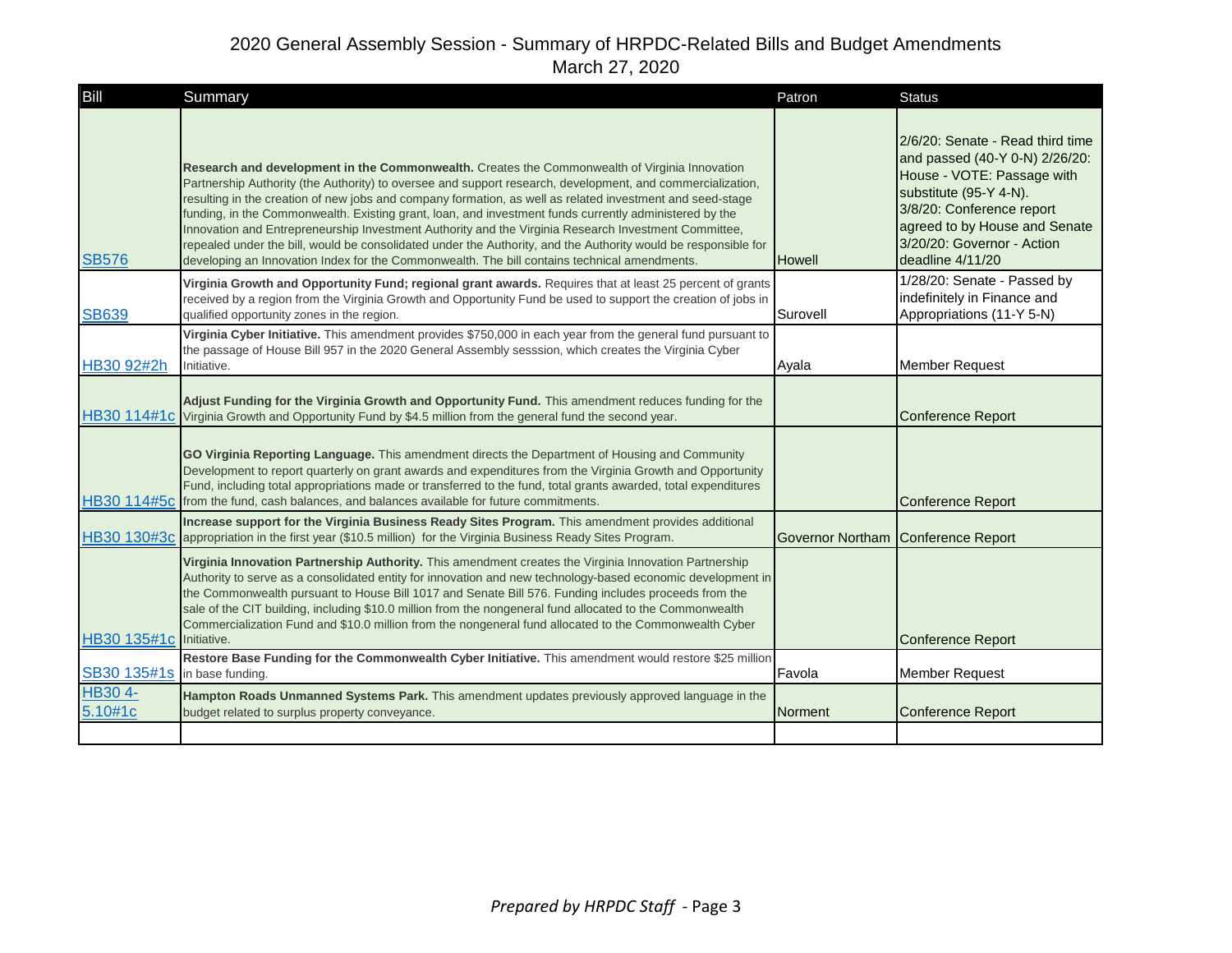# 2020 General Assembly Session - Summary of HRPDC-Related Bills and Budget Amendments

March 27, 2020

| Bill | Summary | Patron | Status |
|---|---|---|---|
| SB576 | **Research and development in the Commonwealth.** Creates the Commonwealth of Virginia Innovation Partnership Authority (the Authority) to oversee and support research, development, and commercialization, resulting in the creation of new jobs and company formation, as well as related investment and seed-stage funding, in the Commonwealth. Existing grant, loan, and investment funds currently administered by the Innovation and Entrepreneurship Investment Authority and the Virginia Research Investment Committee, repealed under the bill, would be consolidated under the Authority, and the Authority would be responsible for developing an Innovation Index for the Commonwealth. The bill contains technical amendments. | Howell | 2/6/20: Senate - Read third time and passed (40-Y 0-N) 2/26/20: House - VOTE: Passage with substitute (95-Y 4-N). 3/8/20: Conference report agreed to by House and Senate 3/20/20: Governor - Action deadline 4/11/20 |
| SB639 | **Virginia Growth and Opportunity Fund; regional grant awards.** Requires that at least 25 percent of grants received by a region from the Virginia Growth and Opportunity Fund be used to support the creation of jobs in qualified opportunity zones in the region. | Surovell | 1/28/20: Senate - Passed by indefinitely in Finance and Appropriations (11-Y 5-N) |
| HB30 92#2h | **Virginia Cyber Initiative.** This amendment provides $750,000 in each year from the general fund pursuant to the passage of House Bill 957 in the 2020 General Assembly sesssion, which creates the Virginia Cyber Initiative. | Ayala | Member Request |
| HB30 114#1c | **Adjust Funding for the Virginia Growth and Opportunity Fund.** This amendment reduces funding for the Virginia Growth and Opportunity Fund by $4.5 million from the general fund the second year. | | Conference Report |
| HB30 114#5c | **GO Virginia Reporting Language.** This amendment directs the Department of Housing and Community Development to report quarterly on grant awards and expenditures from the Virginia Growth and Opportunity Fund, including total appropriations made or transferred to the fund, total grants awarded, total expenditures from the fund, cash balances, and balances available for future commitments. | | Conference Report |
| HB30 130#3c | **Increase support for the Virginia Business Ready Sites Program.** This amendment provides additional appropriation in the first year ($10.5 million) for the Virginia Business Ready Sites Program. | Governor Northam | Conference Report |
| HB30 135#1c | **Virginia Innovation Partnership Authority.** This amendment creates the Virginia Innovation Partnership Authority to serve as a consolidated entity for innovation and new technology-based economic development in the Commonwealth pursuant to House Bill 1017 and Senate Bill 576. Funding includes proceeds from the sale of the CIT building, including $10.0 million from the nongeneral fund allocated to the Commonwealth Commercialization Fund and $10.0 million from the nongeneral fund allocated to the Commonwealth Cyber Initiative. | | Conference Report |
| SB30 135#1s | **Restore Base Funding for the Commonwealth Cyber Initiative.** This amendment would restore $25 million in base funding. | Favola | Member Request |
| HB30 4-5.10#1c | **Hampton Roads Unmanned Systems Park.** This amendment updates previously approved language in the budget related to surplus property conveyance. | Norment | Conference Report |
| | | | |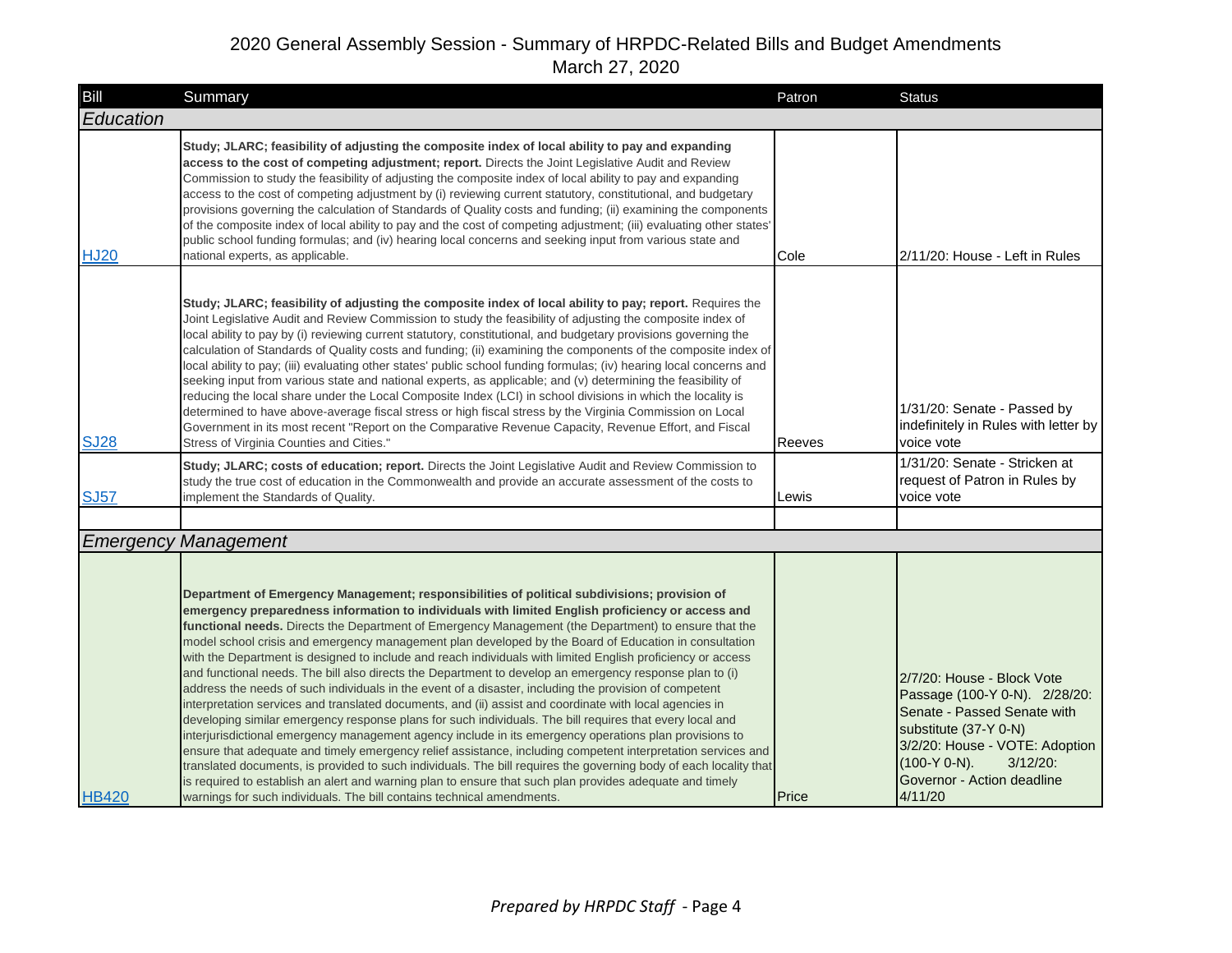# 2020 General Assembly Session - Summary of HRPDC-Related Bills and Budget Amendments
March 27, 2020

| Bill | Summary | Patron | Status |
|---|---|---|---|
| *Education* | | | |
| HJ20 | **Study; JLARC; feasibility of adjusting the composite index of local ability to pay and expanding access to the cost of competing adjustment; report.** Directs the Joint Legislative Audit and Review Commission to study the feasibility of adjusting the composite index of local ability to pay and expanding access to the cost of competing adjustment by (i) reviewing current statutory, constitutional, and budgetary provisions governing the calculation of Standards of Quality costs and funding; (ii) examining the components of the composite index of local ability to pay and the cost of competing adjustment; (iii) evaluating other states' public school funding formulas; and (iv) hearing local concerns and seeking input from various state and national experts, as applicable. | Cole | 2/11/20: House - Left in Rules |
| SJ28 | **Study; JLARC; feasibility of adjusting the composite index of local ability to pay; report.** Requires the Joint Legislative Audit and Review Commission to study the feasibility of adjusting the composite index of local ability to pay by (i) reviewing current statutory, constitutional, and budgetary provisions governing the calculation of Standards of Quality costs and funding; (ii) examining the components of the composite index of local ability to pay; (iii) evaluating other states' public school funding formulas; (iv) hearing local concerns and seeking input from various state and national experts, as applicable; and (v) determining the feasibility of reducing the local share under the Local Composite Index (LCI) in school divisions in which the locality is determined to have above-average fiscal stress or high fiscal stress by the Virginia Commission on Local Government in its most recent "Report on the Comparative Revenue Capacity, Revenue Effort, and Fiscal Stress of Virginia Counties and Cities." | Reeves | 1/31/20: Senate - Passed by indefinitely in Rules with letter by voice vote |
| SJ57 | **Study; JLARC; costs of education; report.** Directs the Joint Legislative Audit and Review Commission to study the true cost of education in the Commonwealth and provide an accurate assessment of the costs to implement the Standards of Quality. | Lewis | 1/31/20: Senate - Stricken at request of Patron in Rules by voice vote |
| | | | |
| *Emergency Management* | | | |
| HB420 | **Department of Emergency Management; responsibilities of political subdivisions; provision of emergency preparedness information to individuals with limited English proficiency or access and functional needs.** Directs the Department of Emergency Management (the Department) to ensure that the model school crisis and emergency management plan developed by the Board of Education in consultation with the Department is designed to include and reach individuals with limited English proficiency or access and functional needs. The bill also directs the Department to develop an emergency response plan to (i) address the needs of such individuals in the event of a disaster, including the provision of competent interpretation services and translated documents, and (ii) assist and coordinate with local agencies in developing similar emergency response plans for such individuals. The bill requires that every local and interjurisdictional emergency management agency include in its emergency operations plan provisions to ensure that adequate and timely emergency relief assistance, including competent interpretation services and translated documents, is provided to such individuals. The bill requires the governing body of each locality that is required to establish an alert and warning plan to ensure that such plan provides adequate and timely warnings for such individuals. The bill contains technical amendments. | Price | 2/7/20: House - Block Vote Passage (100-Y 0-N). 2/28/20: Senate - Passed Senate with substitute (37-Y 0-N) 3/2/20: House - VOTE: Adoption (100-Y 0-N). 3/12/20: Governor - Action deadline 4/11/20 |

*Prepared by HRPDC Staff* - Page 4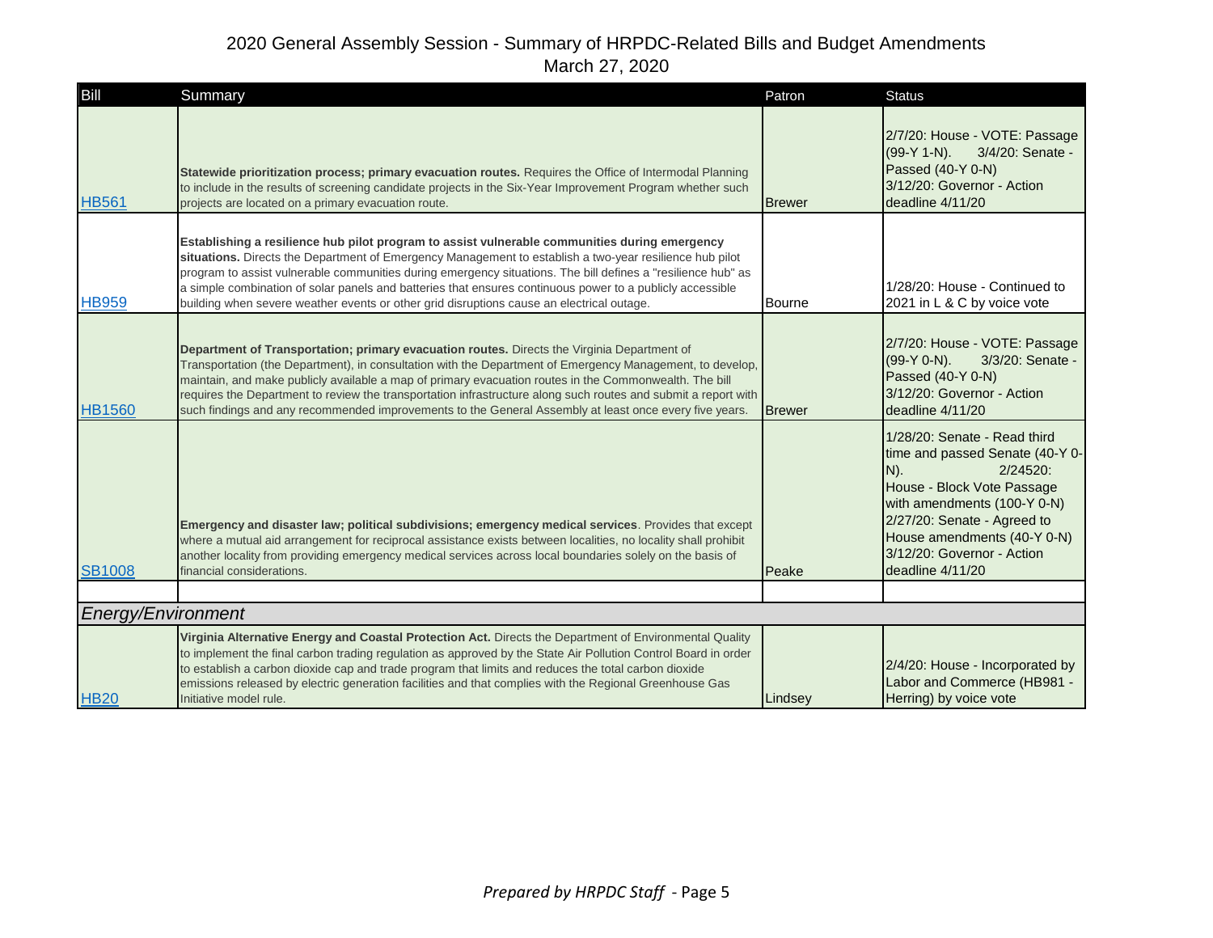# 2020 General Assembly Session - Summary of HRPDC-Related Bills and Budget Amendments

March 27, 2020

| Bill | Summary | Patron | Status |
|---|---|---|---|
| HB561 | **Statewide prioritization process; primary evacuation routes.** Requires the Office of Intermodal Planning to include in the results of screening candidate projects in the Six-Year Improvement Program whether such projects are located on a primary evacuation route. | Brewer | 2/7/20: House - VOTE: Passage (99-Y 1-N). 3/4/20: Senate - Passed (40-Y 0-N) 3/12/20: Governor - Action deadline 4/11/20 |
| HB959 | **Establishing a resilience hub pilot program to assist vulnerable communities during emergency situations.** Directs the Department of Emergency Management to establish a two-year resilience hub pilot program to assist vulnerable communities during emergency situations. The bill defines a "resilience hub" as a simple combination of solar panels and batteries that ensures continuous power to a publicly accessible building when severe weather events or other grid disruptions cause an electrical outage. | Bourne | 1/28/20: House - Continued to 2021 in L & C by voice vote |
| HB1560 | **Department of Transportation; primary evacuation routes.** Directs the Virginia Department of Transportation (the Department), in consultation with the Department of Emergency Management, to develop, maintain, and make publicly available a map of primary evacuation routes in the Commonwealth. The bill requires the Department to review the transportation infrastructure along such routes and submit a report with such findings and any recommended improvements to the General Assembly at least once every five years. | Brewer | 2/7/20: House - VOTE: Passage (99-Y 0-N). 3/3/20: Senate - Passed (40-Y 0-N) 3/12/20: Governor - Action deadline 4/11/20 |
| SB1008 | **Emergency and disaster law; political subdivisions; emergency medical services**. Provides that except where a mutual aid arrangement for reciprocal assistance exists between localities, no locality shall prohibit another locality from providing emergency medical services across local boundaries solely on the basis of financial considerations. | Peake | 1/28/20: Senate - Read third time and passed Senate (40-Y 0-N). 2/24520: House - Block Vote Passage with amendments (100-Y 0-N) 2/27/20: Senate - Agreed to House amendments (40-Y 0-N) 3/12/20: Governor - Action deadline 4/11/20 |
| | | | |
| *Energy/Environment* | | | |
| HB20 | **Virginia Alternative Energy and Coastal Protection Act.** Directs the Department of Environmental Quality to implement the final carbon trading regulation as approved by the State Air Pollution Control Board in order to establish a carbon dioxide cap and trade program that limits and reduces the total carbon dioxide emissions released by electric generation facilities and that complies with the Regional Greenhouse Gas Initiative model rule. | Lindsey | 2/4/20: House - Incorporated by Labor and Commerce (HB981 - Herring) by voice vote |

*Prepared by HRPDC Staff* - Page 5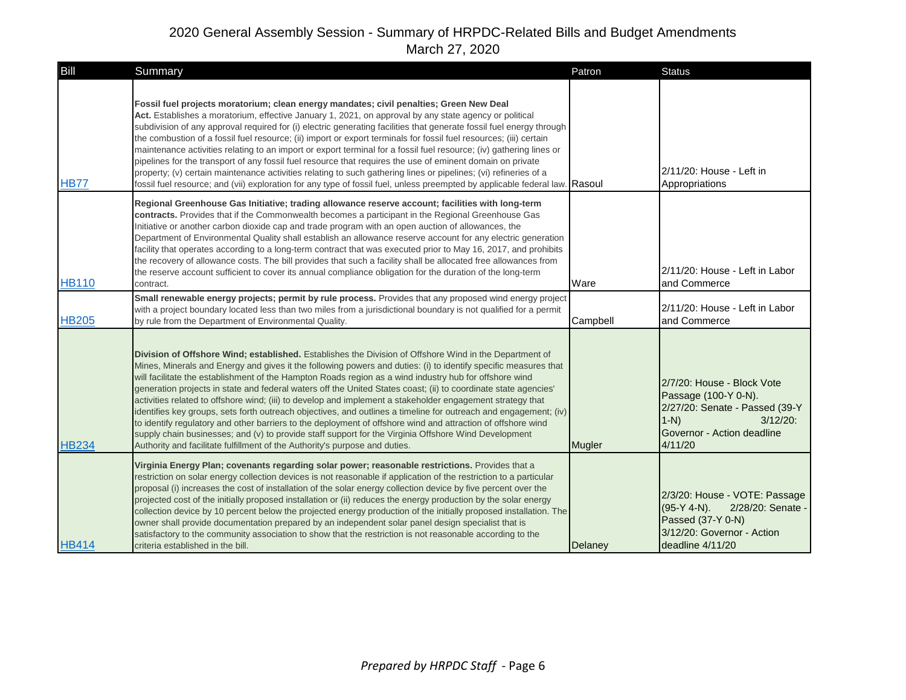# 2020 General Assembly Session - Summary of HRPDC-Related Bills and Budget Amendments

March 27, 2020

| Bill | Summary | Patron | Status |
|---|---|---|---|
| HB77 | **Fossil fuel projects moratorium; clean energy mandates; civil penalties; Green New Deal Act.** Establishes a moratorium, effective January 1, 2021, on approval by any state agency or political subdivision of any approval required for (i) electric generating facilities that generate fossil fuel energy through the combustion of a fossil fuel resource; (ii) import or export terminals for fossil fuel resources; (iii) certain maintenance activities relating to an import or export terminal for a fossil fuel resource; (iv) gathering lines or pipelines for the transport of any fossil fuel resource that requires the use of eminent domain on private property; (v) certain maintenance activities relating to such gathering lines or pipelines; (vi) refineries of a fossil fuel resource; and (vii) exploration for any type of fossil fuel, unless preempted by applicable federal law. | Rasoul | 2/11/20: House - Left in Appropriations |
| HB110 | **Regional Greenhouse Gas Initiative; trading allowance reserve account; facilities with long-term contracts.** Provides that if the Commonwealth becomes a participant in the Regional Greenhouse Gas Initiative or another carbon dioxide cap and trade program with an open auction of allowances, the Department of Environmental Quality shall establish an allowance reserve account for any electric generation facility that operates according to a long-term contract that was executed prior to May 16, 2017, and prohibits the recovery of allowance costs. The bill provides that such a facility shall be allocated free allowances from the reserve account sufficient to cover its annual compliance obligation for the duration of the long-term contract. | Ware | 2/11/20: House - Left in Labor and Commerce |
| HB205 | **Small renewable energy projects; permit by rule process.** Provides that any proposed wind energy project with a project boundary located less than two miles from a jurisdictional boundary is not qualified for a permit by rule from the Department of Environmental Quality. | Campbell | 2/11/20: House - Left in Labor and Commerce |
| HB234 | **Division of Offshore Wind; established.** Establishes the Division of Offshore Wind in the Department of Mines, Minerals and Energy and gives it the following powers and duties: (i) to identify specific measures that will facilitate the establishment of the Hampton Roads region as a wind industry hub for offshore wind generation projects in state and federal waters off the United States coast; (ii) to coordinate state agencies' activities related to offshore wind; (iii) to develop and implement a stakeholder engagement strategy that identifies key groups, sets forth outreach objectives, and outlines a timeline for outreach and engagement; (iv) to identify regulatory and other barriers to the deployment of offshore wind and attraction of offshore wind supply chain businesses; and (v) to provide staff support for the Virginia Offshore Wind Development Authority and facilitate fulfillment of the Authority's purpose and duties. | Mugler | 2/7/20: House - Block Vote Passage (100-Y 0-N). 2/27/20: Senate - Passed (39-Y 1-N) 3/12/20: Governor - Action deadline 4/11/20 |
| HB414 | **Virginia Energy Plan; covenants regarding solar power; reasonable restrictions.** Provides that a restriction on solar energy collection devices is not reasonable if application of the restriction to a particular proposal (i) increases the cost of installation of the solar energy collection device by five percent over the projected cost of the initially proposed installation or (ii) reduces the energy production by the solar energy collection device by 10 percent below the projected energy production of the initially proposed installation. The owner shall provide documentation prepared by an independent solar panel design specialist that is satisfactory to the community association to show that the restriction is not reasonable according to the criteria established in the bill. | Delaney | 2/3/20: House - VOTE: Passage (95-Y 4-N). 2/28/20: Senate - Passed (37-Y 0-N) 3/12/20: Governor - Action deadline 4/11/20 |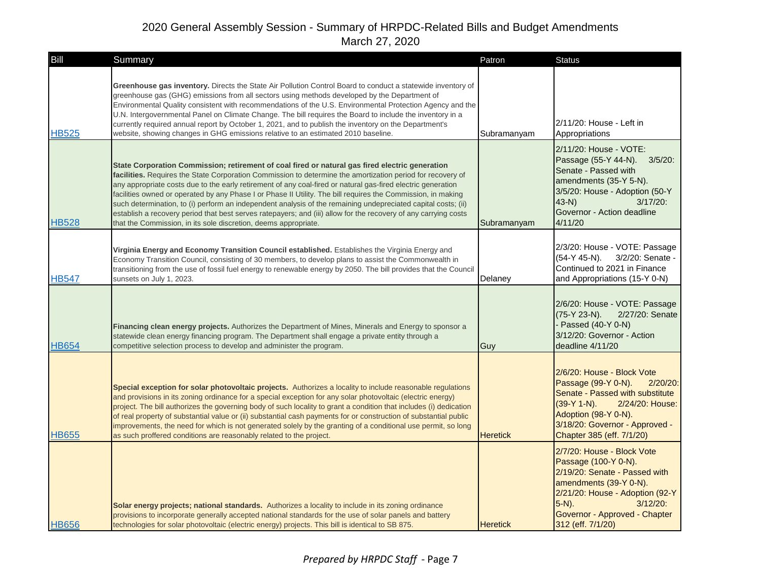# 2020 General Assembly Session - Summary of HRPDC-Related Bills and Budget Amendments

March 27, 2020

| Bill | Summary | Patron | Status |
|---|---|---|---|
| HB525 | **Greenhouse gas inventory.** Directs the State Air Pollution Control Board to conduct a statewide inventory of greenhouse gas (GHG) emissions from all sectors using methods developed by the Department of Environmental Quality consistent with recommendations of the U.S. Environmental Protection Agency and the U.N. Intergovernmental Panel on Climate Change. The bill requires the Board to include the inventory in a currently required annual report by October 1, 2021, and to publish the inventory on the Department's website, showing changes in GHG emissions relative to an estimated 2010 baseline. | Subramanyam | 2/11/20: House - Left in Appropriations |
| HB528 | **State Corporation Commission; retirement of coal fired or natural gas fired electric generation facilities.** Requires the State Corporation Commission to determine the amortization period for recovery of any appropriate costs due to the early retirement of any coal-fired or natural gas-fired electric generation facilities owned or operated by any Phase I or Phase II Utility. The bill requires the Commission, in making such determination, to (i) perform an independent analysis of the remaining undepreciated capital costs; (ii) establish a recovery period that best serves ratepayers; and (iii) allow for the recovery of any carrying costs that the Commission, in its sole discretion, deems appropriate. | Subramanyam | 2/11/20: House - VOTE: Passage (55-Y 44-N). 3/5/20: Senate - Passed with amendments (35-Y 5-N). 3/5/20: House - Adoption (50-Y 43-N) 3/17/20: Governor - Action deadline 4/11/20 |
| HB547 | **Virginia Energy and Economy Transition Council established.** Establishes the Virginia Energy and Economy Transition Council, consisting of 30 members, to develop plans to assist the Commonwealth in transitioning from the use of fossil fuel energy to renewable energy by 2050. The bill provides that the Council sunsets on July 1, 2023. | Delaney | 2/3/20: House - VOTE: Passage (54-Y 45-N). 3/2/20: Senate - Continued to 2021 in Finance and Appropriations (15-Y 0-N) |
| HB654 | **Financing clean energy projects.** Authorizes the Department of Mines, Minerals and Energy to sponsor a statewide clean energy financing program. The Department shall engage a private entity through a competitive selection process to develop and administer the program. | Guy | 2/6/20: House - VOTE: Passage (75-Y 23-N). 2/27/20: Senate - Passed (40-Y 0-N) 3/12/20: Governor - Action deadline 4/11/20 |
| HB655 | **Special exception for solar photovoltaic projects.** Authorizes a locality to include reasonable regulations and provisions in its zoning ordinance for a special exception for any solar photovoltaic (electric energy) project. The bill authorizes the governing body of such locality to grant a condition that includes (i) dedication of real property of substantial value or (ii) substantial cash payments for or construction of substantial public improvements, the need for which is not generated solely by the granting of a conditional use permit, so long as such proffered conditions are reasonably related to the project. | Heretick | 2/6/20: House - Block Vote Passage (99-Y 0-N). 2/20/20: Senate - Passed with substitute (39-Y 1-N). 2/24/20: House: Adoption (98-Y 0-N). 3/18/20: Governor - Approved - Chapter 385 (eff. 7/1/20) |
| HB656 | **Solar energy projects; national standards.** Authorizes a locality to include in its zoning ordinance provisions to incorporate generally accepted national standards for the use of solar panels and battery technologies for solar photovoltaic (electric energy) projects. This bill is identical to SB 875. | Heretick | 2/7/20: House - Block Vote Passage (100-Y 0-N). 2/19/20: Senate - Passed with amendments (39-Y 0-N). 2/21/20: House - Adoption (92-Y 5-N). 3/12/20: Governor - Approved - Chapter 312 (eff. 7/1/20) |

*Prepared by HRPDC Staff*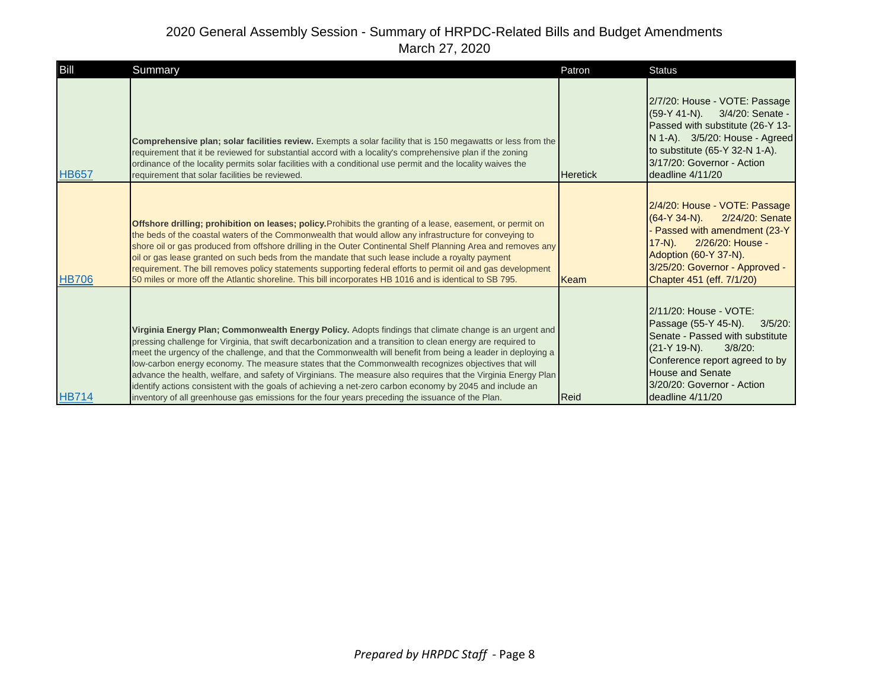# 2020 General Assembly Session - Summary of HRPDC-Related Bills and Budget Amendments

March 27, 2020

| Bill | Summary | Patron | Status |
|---|---|---|---|
| HB657 | **Comprehensive plan; solar facilities review.** Exempts a solar facility that is 150 megawatts or less from the requirement that it be reviewed for substantial accord with a locality's comprehensive plan if the zoning ordinance of the locality permits solar facilities with a conditional use permit and the locality waives the requirement that solar facilities be reviewed. | Heretick | 2/7/20: House - VOTE: Passage (59-Y 41-N). 3/4/20: Senate - Passed with substitute (26-Y 13-N 1-A). 3/5/20: House - Agreed to substitute (65-Y 32-N 1-A). 3/17/20: Governor - Action deadline 4/11/20 |
| HB706 | **Offshore drilling; prohibition on leases; policy.** Prohibits the granting of a lease, easement, or permit on the beds of the coastal waters of the Commonwealth that would allow any infrastructure for conveying to shore oil or gas produced from offshore drilling in the Outer Continental Shelf Planning Area and removes any oil or gas lease granted on such beds from the mandate that such lease include a royalty payment requirement. The bill removes policy statements supporting federal efforts to permit oil and gas development 50 miles or more off the Atlantic shoreline. This bill incorporates HB 1016 and is identical to SB 795. | Keam | 2/4/20: House - VOTE: Passage (64-Y 34-N). 2/24/20: Senate - Passed with amendment (23-Y 17-N). 2/26/20: House - Adoption (60-Y 37-N). 3/25/20: Governor - Approved - Chapter 451 (eff. 7/1/20) |
| HB714 | **Virginia Energy Plan; Commonwealth Energy Policy.** Adopts findings that climate change is an urgent and pressing challenge for Virginia, that swift decarbonization and a transition to clean energy are required to meet the urgency of the challenge, and that the Commonwealth will benefit from being a leader in deploying a low-carbon energy economy. The measure states that the Commonwealth recognizes objectives that will advance the health, welfare, and safety of Virginians. The measure also requires that the Virginia Energy Plan identify actions consistent with the goals of achieving a net-zero carbon economy by 2045 and include an inventory of all greenhouse gas emissions for the four years preceding the issuance of the Plan. | Reid | 2/11/20: House - VOTE: Passage (55-Y 45-N). 3/5/20: Senate - Passed with substitute (21-Y 19-N). 3/8/20: Conference report agreed to by House and Senate 3/20/20: Governor - Action deadline 4/11/20 |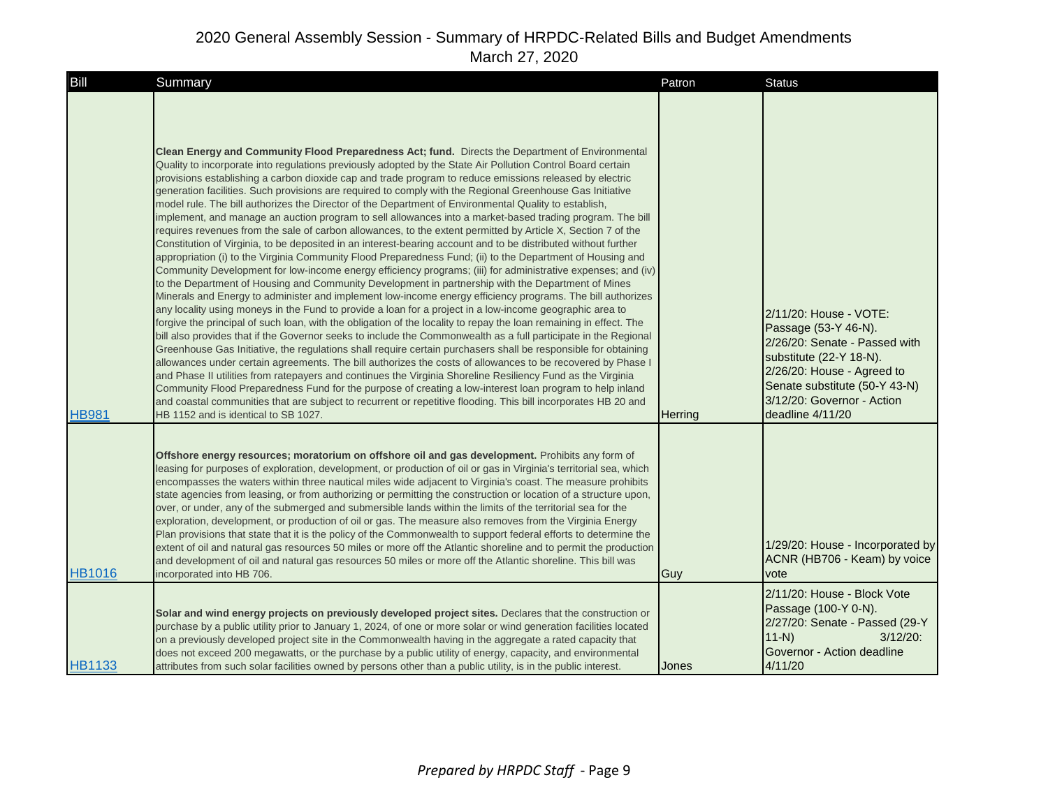# 2020 General Assembly Session - Summary of HRPDC-Related Bills and Budget Amendments
March 27, 2020

| Bill | Summary | Patron | Status |
|---|---|---|---|
| HB981 | **Clean Energy and Community Flood Preparedness Act; fund.** Directs the Department of Environmental Quality to incorporate into regulations previously adopted by the State Air Pollution Control Board certain provisions establishing a carbon dioxide cap and trade program to reduce emissions released by electric generation facilities. Such provisions are required to comply with the Regional Greenhouse Gas Initiative model rule. The bill authorizes the Director of the Department of Environmental Quality to establish, implement, and manage an auction program to sell allowances into a market-based trading program. The bill requires revenues from the sale of carbon allowances, to the extent permitted by Article X, Section 7 of the Constitution of Virginia, to be deposited in an interest-bearing account and to be distributed without further appropriation (i) to the Virginia Community Flood Preparedness Fund; (ii) to the Department of Housing and Community Development for low-income energy efficiency programs; (iii) for administrative expenses; and (iv) to the Department of Housing and Community Development in partnership with the Department of Mines Minerals and Energy to administer and implement low-income energy efficiency programs. The bill authorizes any locality using moneys in the Fund to provide a loan for a project in a low-income geographic area to forgive the principal of such loan, with the obligation of the locality to repay the loan remaining in effect. The bill also provides that if the Governor seeks to include the Commonwealth as a full participate in the Regional Greenhouse Gas Initiative, the regulations shall require certain purchasers shall be responsible for obtaining allowances under certain agreements. The bill authorizes the costs of allowances to be recovered by Phase I and Phase II utilities from ratepayers and continues the Virginia Shoreline Resiliency Fund as the Virginia Community Flood Preparedness Fund for the purpose of creating a low-interest loan program to help inland and coastal communities that are subject to recurrent or repetitive flooding. This bill incorporates HB 20 and HB 1152 and is identical to SB 1027. | Herring | 2/11/20: House - VOTE: Passage (53-Y 46-N). 2/26/20: Senate - Passed with substitute (22-Y 18-N). 2/26/20: House - Agreed to Senate substitute (50-Y 43-N) 3/12/20: Governor - Action deadline 4/11/20 |
| HB1016 | **Offshore energy resources; moratorium on offshore oil and gas development.** Prohibits any form of leasing for purposes of exploration, development, or production of oil or gas in Virginia's territorial sea, which encompasses the waters within three nautical miles wide adjacent to Virginia's coast. The measure prohibits state agencies from leasing, or from authorizing or permitting the construction or location of a structure upon, over, or under, any of the submerged and submersible lands within the limits of the territorial sea for the exploration, development, or production of oil or gas. The measure also removes from the Virginia Energy Plan provisions that state that it is the policy of the Commonwealth to support federal efforts to determine the extent of oil and natural gas resources 50 miles or more off the Atlantic shoreline and to permit the production and development of oil and natural gas resources 50 miles or more off the Atlantic shoreline. This bill was incorporated into HB 706. | Guy | 1/29/20: House - Incorporated by ACNR (HB706 - Keam) by voice vote |
| HB1133 | **Solar and wind energy projects on previously developed project sites.** Declares that the construction or purchase by a public utility prior to January 1, 2024, of one or more solar or wind generation facilities located on a previously developed project site in the Commonwealth having in the aggregate a rated capacity that does not exceed 200 megawatts, or the purchase by a public utility of energy, capacity, and environmental attributes from such solar facilities owned by persons other than a public utility, is in the public interest. | Jones | 2/11/20: House - Block Vote Passage (100-Y 0-N). 2/27/20: Senate - Passed (29-Y 11-N) 3/12/20: Governor - Action deadline 4/11/20 |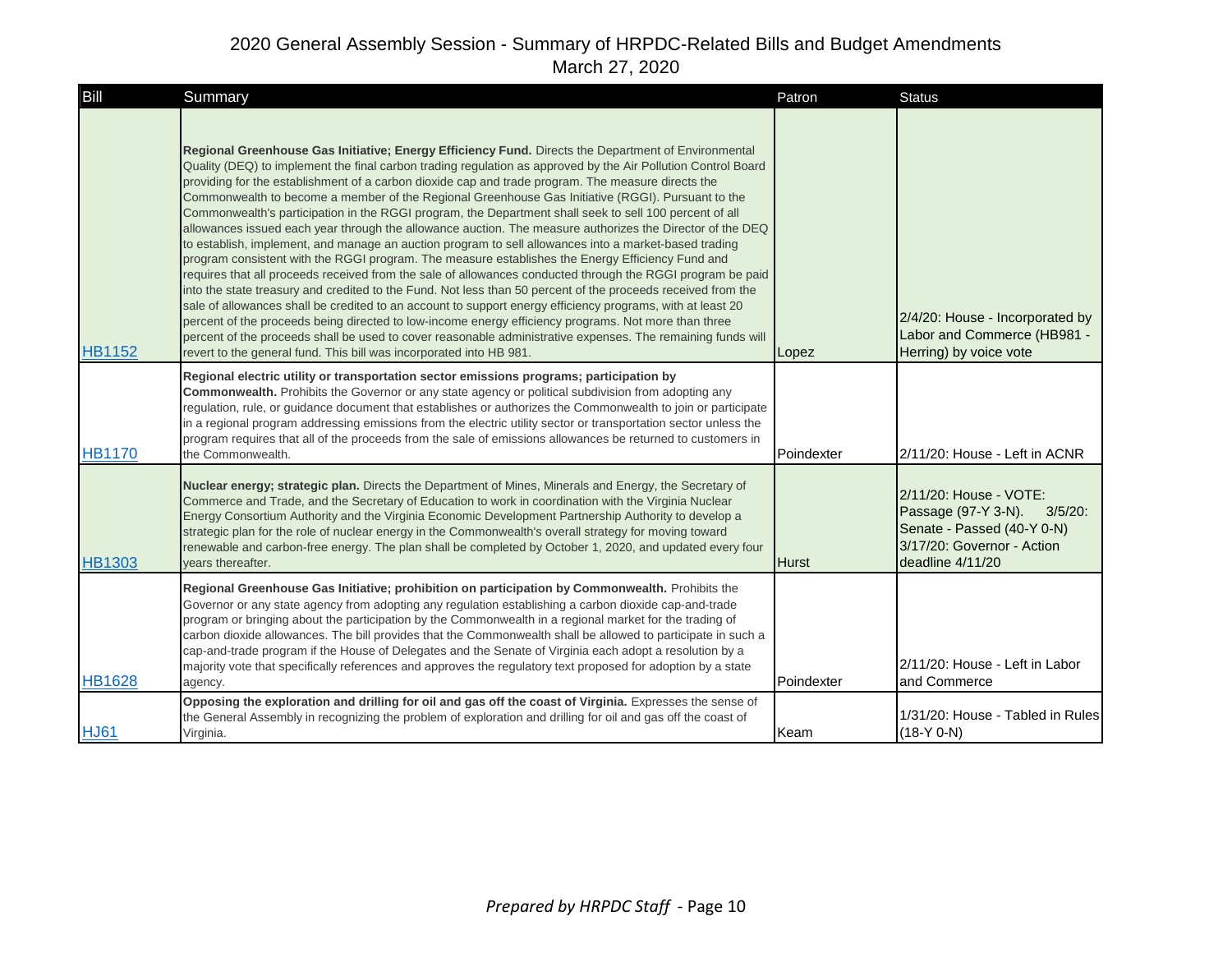# 2020 General Assembly Session - Summary of HRPDC-Related Bills and Budget Amendments
March 27, 2020

| Bill | Summary | Patron | Status |
|---|---|---|---|
| HB1152 | **Regional Greenhouse Gas Initiative; Energy Efficiency Fund.** Directs the Department of Environmental Quality (DEQ) to implement the final carbon trading regulation as approved by the Air Pollution Control Board providing for the establishment of a carbon dioxide cap and trade program. The measure directs the Commonwealth to become a member of the Regional Greenhouse Gas Initiative (RGGI). Pursuant to the Commonwealth's participation in the RGGI program, the Department shall seek to sell 100 percent of all allowances issued each year through the allowance auction. The measure authorizes the Director of the DEQ to establish, implement, and manage an auction program to sell allowances into a market-based trading program consistent with the RGGI program. The measure establishes the Energy Efficiency Fund and requires that all proceeds received from the sale of allowances conducted through the RGGI program be paid into the state treasury and credited to the Fund. Not less than 50 percent of the proceeds received from the sale of allowances shall be credited to an account to support energy efficiency programs, with at least 20 percent of the proceeds being directed to low-income energy efficiency programs. Not more than three percent of the proceeds shall be used to cover reasonable administrative expenses. The remaining funds will revert to the general fund. This bill was incorporated into HB 981. | Lopez | 2/4/20: House - Incorporated by Labor and Commerce (HB981 - Herring) by voice vote |
| HB1170 | **Regional electric utility or transportation sector emissions programs; participation by Commonwealth.** Prohibits the Governor or any state agency or political subdivision from adopting any regulation, rule, or guidance document that establishes or authorizes the Commonwealth to join or participate in a regional program addressing emissions from the electric utility sector or transportation sector unless the program requires that all of the proceeds from the sale of emissions allowances be returned to customers in the Commonwealth. | Poindexter | 2/11/20: House - Left in ACNR |
| HB1303 | **Nuclear energy; strategic plan.** Directs the Department of Mines, Minerals and Energy, the Secretary of Commerce and Trade, and the Secretary of Education to work in coordination with the Virginia Nuclear Energy Consortium Authority and the Virginia Economic Development Partnership Authority to develop a strategic plan for the role of nuclear energy in the Commonwealth's overall strategy for moving toward renewable and carbon-free energy. The plan shall be completed by October 1, 2020, and updated every four years thereafter. | Hurst | 2/11/20: House - VOTE: Passage (97-Y 3-N). 3/5/20: Senate - Passed (40-Y 0-N) 3/17/20: Governor - Action deadline 4/11/20 |
| HB1628 | **Regional Greenhouse Gas Initiative; prohibition on participation by Commonwealth.** Prohibits the Governor or any state agency from adopting any regulation establishing a carbon dioxide cap-and-trade program or bringing about the participation by the Commonwealth in a regional market for the trading of carbon dioxide allowances. The bill provides that the Commonwealth shall be allowed to participate in such a cap-and-trade program if the House of Delegates and the Senate of Virginia each adopt a resolution by a majority vote that specifically references and approves the regulatory text proposed for adoption by a state agency. | Poindexter | 2/11/20: House - Left in Labor and Commerce |
| HJ61 | **Opposing the exploration and drilling for oil and gas off the coast of Virginia.** Expresses the sense of the General Assembly in recognizing the problem of exploration and drilling for oil and gas off the coast of Virginia. | Keam | 1/31/20: House - Tabled in Rules (18-Y 0-N) |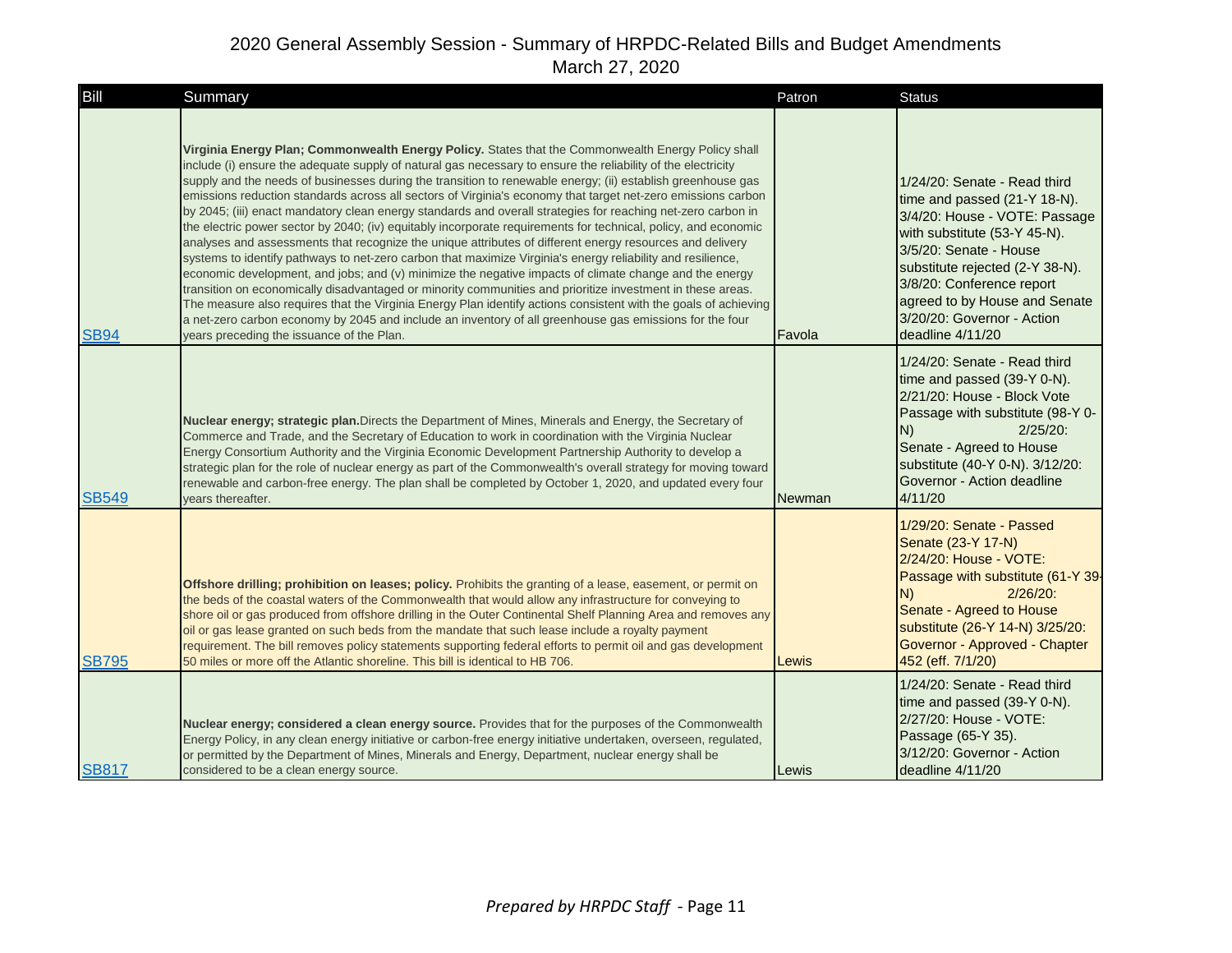# 2020 General Assembly Session - Summary of HRPDC-Related Bills and Budget Amendments

March 27, 2020

| Bill | Summary | Patron | Status |
|---|---|---|---|
| SB94 | **Virginia Energy Plan; Commonwealth Energy Policy.** States that the Commonwealth Energy Policy shall include (i) ensure the adequate supply of natural gas necessary to ensure the reliability of the electricity supply and the needs of businesses during the transition to renewable energy; (ii) establish greenhouse gas emissions reduction standards across all sectors of Virginia's economy that target net-zero emissions carbon by 2045; (iii) enact mandatory clean energy standards and overall strategies for reaching net-zero carbon in the electric power sector by 2040; (iv) equitably incorporate requirements for technical, policy, and economic analyses and assessments that recognize the unique attributes of different energy resources and delivery systems to identify pathways to net-zero carbon that maximize Virginia's energy reliability and resilience, economic development, and jobs; and (v) minimize the negative impacts of climate change and the energy transition on economically disadvantaged or minority communities and prioritize investment in these areas. The measure also requires that the Virginia Energy Plan identify actions consistent with the goals of achieving a net-zero carbon economy by 2045 and include an inventory of all greenhouse gas emissions for the four years preceding the issuance of the Plan. | Favola | 1/24/20: Senate - Read third time and passed (21-Y 18-N). 3/4/20: House - VOTE: Passage with substitute (53-Y 45-N). 3/5/20: Senate - House substitute rejected (2-Y 38-N). 3/8/20: Conference report agreed to by House and Senate 3/20/20: Governor - Action deadline 4/11/20 |
| SB549 | **Nuclear energy; strategic plan.** Directs the Department of Mines, Minerals and Energy, the Secretary of Commerce and Trade, and the Secretary of Education to work in coordination with the Virginia Nuclear Energy Consortium Authority and the Virginia Economic Development Partnership Authority to develop a strategic plan for the role of nuclear energy as part of the Commonwealth's overall strategy for moving toward renewable and carbon-free energy. The plan shall be completed by October 1, 2020, and updated every four years thereafter. | Newman | 1/24/20: Senate - Read third time and passed (39-Y 0-N). 2/21/20: House - Block Vote Passage with substitute (98-Y 0-N) 2/25/20: Senate - Agreed to House substitute (40-Y 0-N). 3/12/20: Governor - Action deadline 4/11/20 |
| SB795 | **Offshore drilling; prohibition on leases; policy.** Prohibits the granting of a lease, easement, or permit on the beds of the coastal waters of the Commonwealth that would allow any infrastructure for conveying to shore oil or gas produced from offshore drilling in the Outer Continental Shelf Planning Area and removes any oil or gas lease granted on such beds from the mandate that such lease include a royalty payment requirement. The bill removes policy statements supporting federal efforts to permit oil and gas development 50 miles or more off the Atlantic shoreline. This bill is identical to HB 706. | Lewis | 1/29/20: Senate - Passed Senate (23-Y 17-N) 2/24/20: House - VOTE: Passage with substitute (61-Y 39-N) 2/26/20: Senate - Agreed to House substitute (26-Y 14-N) 3/25/20: Governor - Approved - Chapter 452 (eff. 7/1/20) |
| SB817 | **Nuclear energy; considered a clean energy source.** Provides that for the purposes of the Commonwealth Energy Policy, in any clean energy initiative or carbon-free energy initiative undertaken, overseen, regulated, or permitted by the Department of Mines, Minerals and Energy, Department, nuclear energy shall be considered to be a clean energy source. | Lewis | 1/24/20: Senate - Read third time and passed (39-Y 0-N). 2/27/20: House - VOTE: Passage (65-Y 35). 3/12/20: Governor - Action deadline 4/11/20 |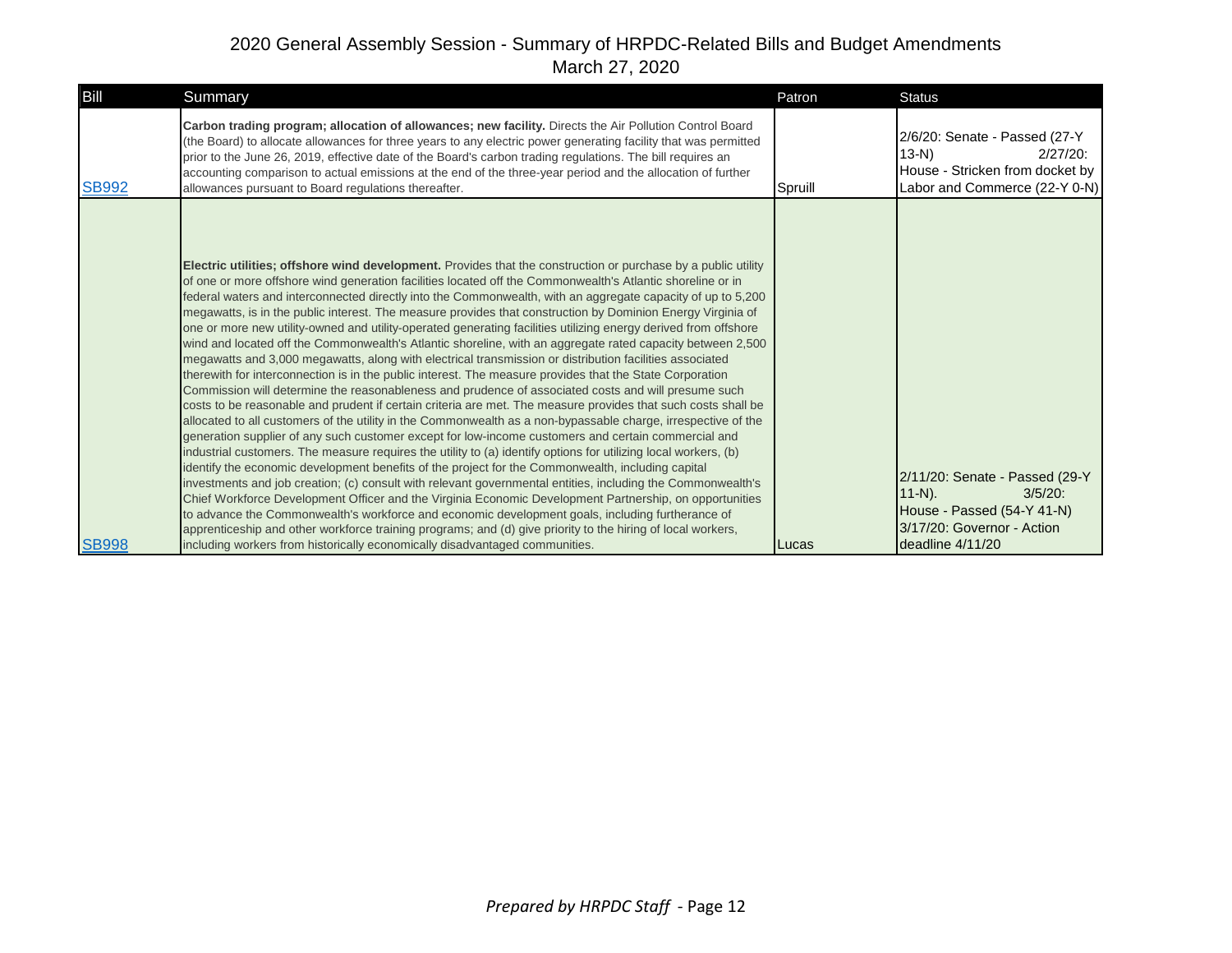2020 General Assembly Session - Summary of HRPDC-Related Bills and Budget Amendments
March 27, 2020

| Bill | Summary | Patron | Status |
|---|---|---|---|
| SB992 | **Carbon trading program; allocation of allowances; new facility.** Directs the Air Pollution Control Board (the Board) to allocate allowances for three years to any electric power generating facility that was permitted prior to the June 26, 2019, effective date of the Board's carbon trading regulations. The bill requires an accounting comparison to actual emissions at the end of the three-year period and the allocation of further allowances pursuant to Board regulations thereafter. | Spruill | 2/6/20: Senate - Passed (27-Y 13-N) 2/27/20: House - Stricken from docket by Labor and Commerce (22-Y 0-N) |
| SB998 | **Electric utilities; offshore wind development.** Provides that the construction or purchase by a public utility of one or more offshore wind generation facilities located off the Commonwealth's Atlantic shoreline or in federal waters and interconnected directly into the Commonwealth, with an aggregate capacity of up to 5,200 megawatts, is in the public interest. The measure provides that construction by Dominion Energy Virginia of one or more new utility-owned and utility-operated generating facilities utilizing energy derived from offshore wind and located off the Commonwealth's Atlantic shoreline, with an aggregate rated capacity between 2,500 megawatts and 3,000 megawatts, along with electrical transmission or distribution facilities associated therewith for interconnection is in the public interest. The measure provides that the State Corporation Commission will determine the reasonableness and prudence of associated costs and will presume such costs to be reasonable and prudent if certain criteria are met. The measure provides that such costs shall be allocated to all customers of the utility in the Commonwealth as a non-bypassable charge, irrespective of the generation supplier of any such customer except for low-income customers and certain commercial and industrial customers. The measure requires the utility to (a) identify options for utilizing local workers, (b) identify the economic development benefits of the project for the Commonwealth, including capital investments and job creation; (c) consult with relevant governmental entities, including the Commonwealth's Chief Workforce Development Officer and the Virginia Economic Development Partnership, on opportunities to advance the Commonwealth's workforce and economic development goals, including furtherance of apprenticeship and other workforce training programs; and (d) give priority to the hiring of local workers, including workers from historically economically disadvantaged communities. | Lucas | 2/11/20: Senate - Passed (29-Y 11-N). 3/5/20: House - Passed (54-Y 41-N) 3/17/20: Governor - Action deadline 4/11/20 |

*Prepared by HRPDC Staff* - Page 12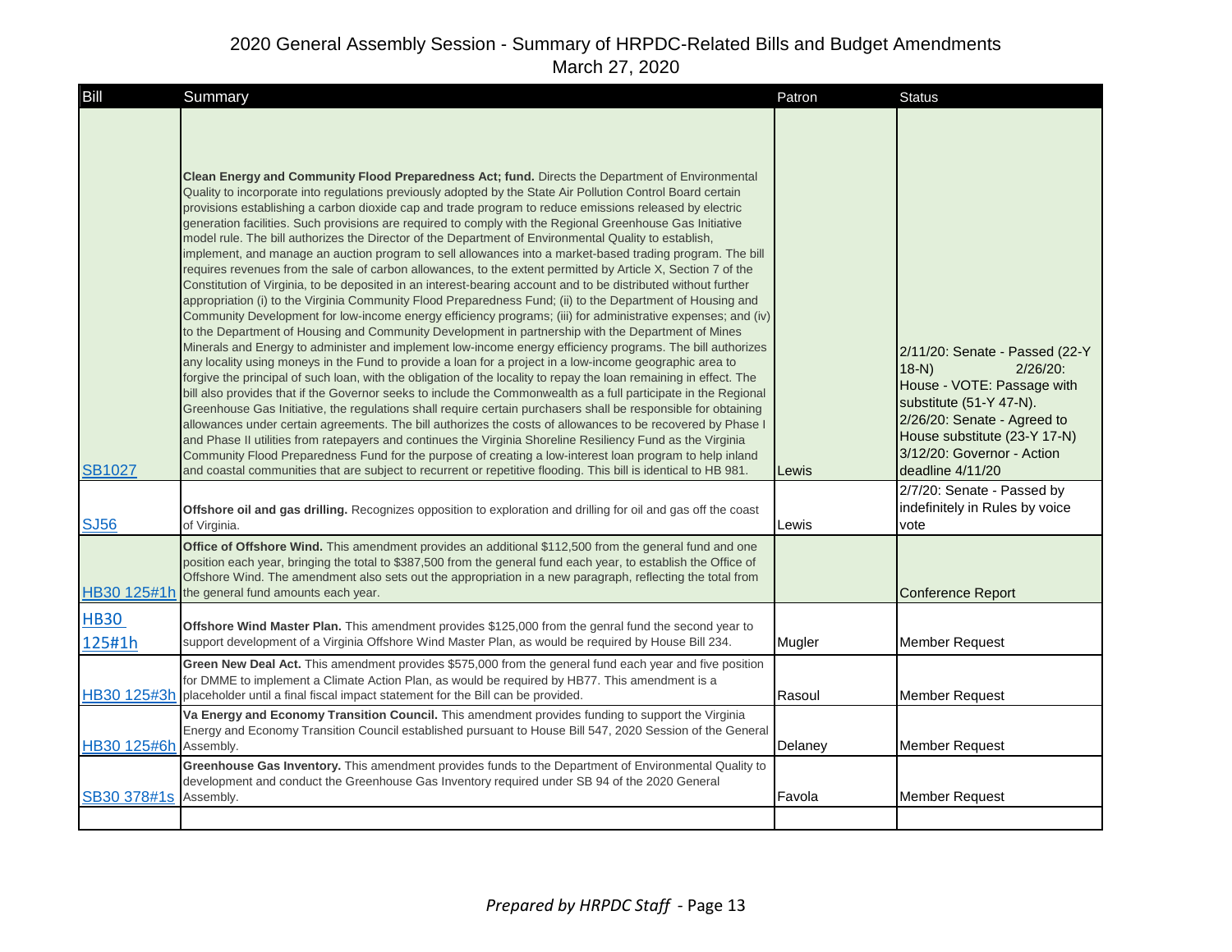# 2020 General Assembly Session - Summary of HRPDC-Related Bills and Budget Amendments
March 27, 2020

| Bill | Summary | Patron | Status |
|---|---|---|---|
| SB1027 | **Clean Energy and Community Flood Preparedness Act; fund.** Directs the Department of Environmental Quality to incorporate into regulations previously adopted by the State Air Pollution Control Board certain provisions establishing a carbon dioxide cap and trade program to reduce emissions released by electric generation facilities. Such provisions are required to comply with the Regional Greenhouse Gas Initiative model rule. The bill authorizes the Director of the Department of Environmental Quality to establish, implement, and manage an auction program to sell allowances into a market-based trading program. The bill requires revenues from the sale of carbon allowances, to the extent permitted by Article X, Section 7 of the Constitution of Virginia, to be deposited in an interest-bearing account and to be distributed without further appropriation (i) to the Virginia Community Flood Preparedness Fund; (ii) to the Department of Housing and Community Development for low-income energy efficiency programs; (iii) for administrative expenses; and (iv) to the Department of Housing and Community Development in partnership with the Department of Mines Minerals and Energy to administer and implement low-income energy efficiency programs. The bill authorizes any locality using moneys in the Fund to provide a loan for a project in a low-income geographic area to forgive the principal of such loan, with the obligation of the locality to repay the loan remaining in effect. The bill also provides that if the Governor seeks to include the Commonwealth as a full participate in the Regional Greenhouse Gas Initiative, the regulations shall require certain purchasers shall be responsible for obtaining allowances under certain agreements. The bill authorizes the costs of allowances to be recovered by Phase I and Phase II utilities from ratepayers and continues the Virginia Shoreline Resiliency Fund as the Virginia Community Flood Preparedness Fund for the purpose of creating a low-interest loan program to help inland and coastal communities that are subject to recurrent or repetitive flooding. This bill is identical to HB 981. | Lewis | 2/11/20: Senate - Passed (22-Y 18-N) 2/26/20: House - VOTE: Passage with substitute (51-Y 47-N). 2/26/20: Senate - Agreed to House substitute (23-Y 17-N) 3/12/20: Governor - Action deadline 4/11/20 |
| SJ56 | **Offshore oil and gas drilling.** Recognizes opposition to exploration and drilling for oil and gas off the coast of Virginia. | Lewis | 2/7/20: Senate - Passed by indefinitely in Rules by voice vote |
| HB30 125#1h | **Office of Offshore Wind.** This amendment provides an additional $112,500 from the general fund and one position each year, bringing the total to $387,500 from the general fund each year, to establish the Office of Offshore Wind. The amendment also sets out the appropriation in a new paragraph, reflecting the total from the general fund amounts each year. | | Conference Report |
| HB30 125#1h | **Offshore Wind Master Plan.** This amendment provides $125,000 from the genral fund the second year to support development of a Virginia Offshore Wind Master Plan, as would be required by House Bill 234. | Mugler | Member Request |
| HB30 125#3h | **Green New Deal Act.** This amendment provides $575,000 from the general fund each year and five position for DMME to implement a Climate Action Plan, as would be required by HB77. This amendment is a placeholder until a final fiscal impact statement for the Bill can be provided. | Rasoul | Member Request |
| HB30 125#6h | **Va Energy and Economy Transition Council.** This amendment provides funding to support the Virginia Energy and Economy Transition Council established pursuant to House Bill 547, 2020 Session of the General Assembly. | Delaney | Member Request |
| SB30 378#1s | **Greenhouse Gas Inventory.** This amendment provides funds to the Department of Environmental Quality to development and conduct the Greenhouse Gas Inventory required under SB 94 of the 2020 General Assembly. | Favola | Member Request |
| | | | |

*Prepared by HRPDC Staff* - Page 13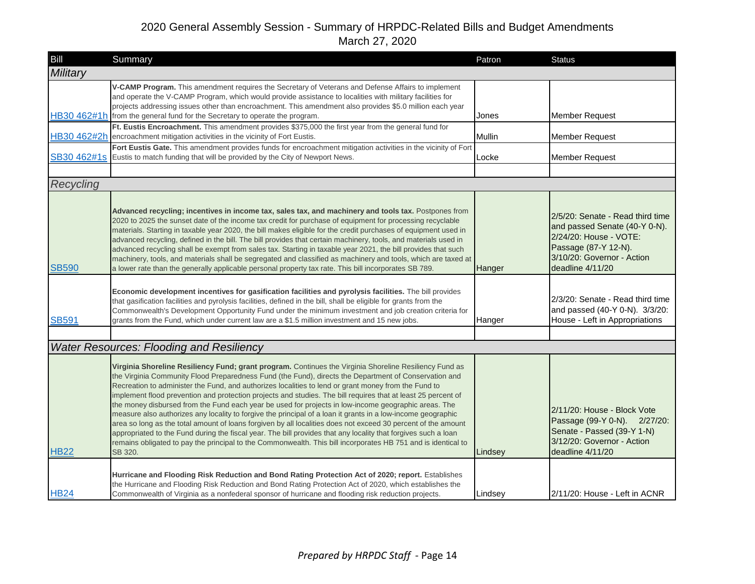# 2020 General Assembly Session - Summary of HRPDC-Related Bills and Budget Amendments

March 27, 2020

| Bill | Summary | Patron | Status |
|---|---|---|---|
| *Military* | | | |
| HB30 462#1h | **V-CAMP Program.** This amendment requires the Secretary of Veterans and Defense Affairs to implement and operate the V-CAMP Program, which would provide assistance to localities with military facilities for projects addressing issues other than encroachment. This amendment also provides $5.0 million each year from the general fund for the Secretary to operate the program. | Jones | Member Request |
| HB30 462#2h | **Ft. Eustis Encroachment.** This amendment provides $375,000 the first year from the general fund for encroachment mitigation activities in the vicinity of Fort Eustis. | Mullin | Member Request |
| SB30 462#1s | **Fort Eustis Gate.** This amendment provides funds for encroachment mitigation activities in the vicinity of Fort Eustis to match funding that will be provided by the City of Newport News. | Locke | Member Request |
| | | | |
| *Recycling* | | | |
| SB590 | **Advanced recycling; incentives in income tax, sales tax, and machinery and tools tax.** Postpones from 2020 to 2025 the sunset date of the income tax credit for purchase of equipment for processing recyclable materials. Starting in taxable year 2020, the bill makes eligible for the credit purchases of equipment used in advanced recycling, defined in the bill. The bill provides that certain machinery, tools, and materials used in advanced recycling shall be exempt from sales tax. Starting in taxable year 2021, the bill provides that such machinery, tools, and materials shall be segregated and classified as machinery and tools, which are taxed at a lower rate than the generally applicable personal property tax rate. This bill incorporates SB 789. | Hanger | 2/5/20: Senate - Read third time and passed Senate (40-Y 0-N). 2/24/20: House - VOTE: Passage (87-Y 12-N). 3/10/20: Governor - Action deadline 4/11/20 |
| SB591 | **Economic development incentives for gasification facilities and pyrolysis facilities.** The bill provides that gasification facilities and pyrolysis facilities, defined in the bill, shall be eligible for grants from the Commonwealth's Development Opportunity Fund under the minimum investment and job creation criteria for grants from the Fund, which under current law are a $1.5 million investment and 15 new jobs. | Hanger | 2/3/20: Senate - Read third time and passed (40-Y 0-N). 3/3/20: House - Left in Appropriations |
| | | | |
| *Water Resources: Flooding and Resiliency* | | | |
| HB22 | **Virginia Shoreline Resiliency Fund; grant program.** Continues the Virginia Shoreline Resiliency Fund as the Virginia Community Flood Preparedness Fund (the Fund), directs the Department of Conservation and Recreation to administer the Fund, and authorizes localities to lend or grant money from the Fund to implement flood prevention and protection projects and studies. The bill requires that at least 25 percent of the money disbursed from the Fund each year be used for projects in low-income geographic areas. The measure also authorizes any locality to forgive the principal of a loan it grants in a low-income geographic area so long as the total amount of loans forgiven by all localities does not exceed 30 percent of the amount appropriated to the Fund during the fiscal year. The bill provides that any locality that forgives such a loan remains obligated to pay the principal to the Commonwealth. This bill incorporates HB 751 and is identical to SB 320. | Lindsey | 2/11/20: House - Block Vote Passage (99-Y 0-N). 2/27/20: Senate - Passed (39-Y 1-N) 3/12/20: Governor - Action deadline 4/11/20 |
| HB24 | **Hurricane and Flooding Risk Reduction and Bond Rating Protection Act of 2020; report.** Establishes the Hurricane and Flooding Risk Reduction and Bond Rating Protection Act of 2020, which establishes the Commonwealth of Virginia as a nonfederal sponsor of hurricane and flooding risk reduction projects. | Lindsey | 2/11/20: House - Left in ACNR |

*Prepared by HRPDC Staff*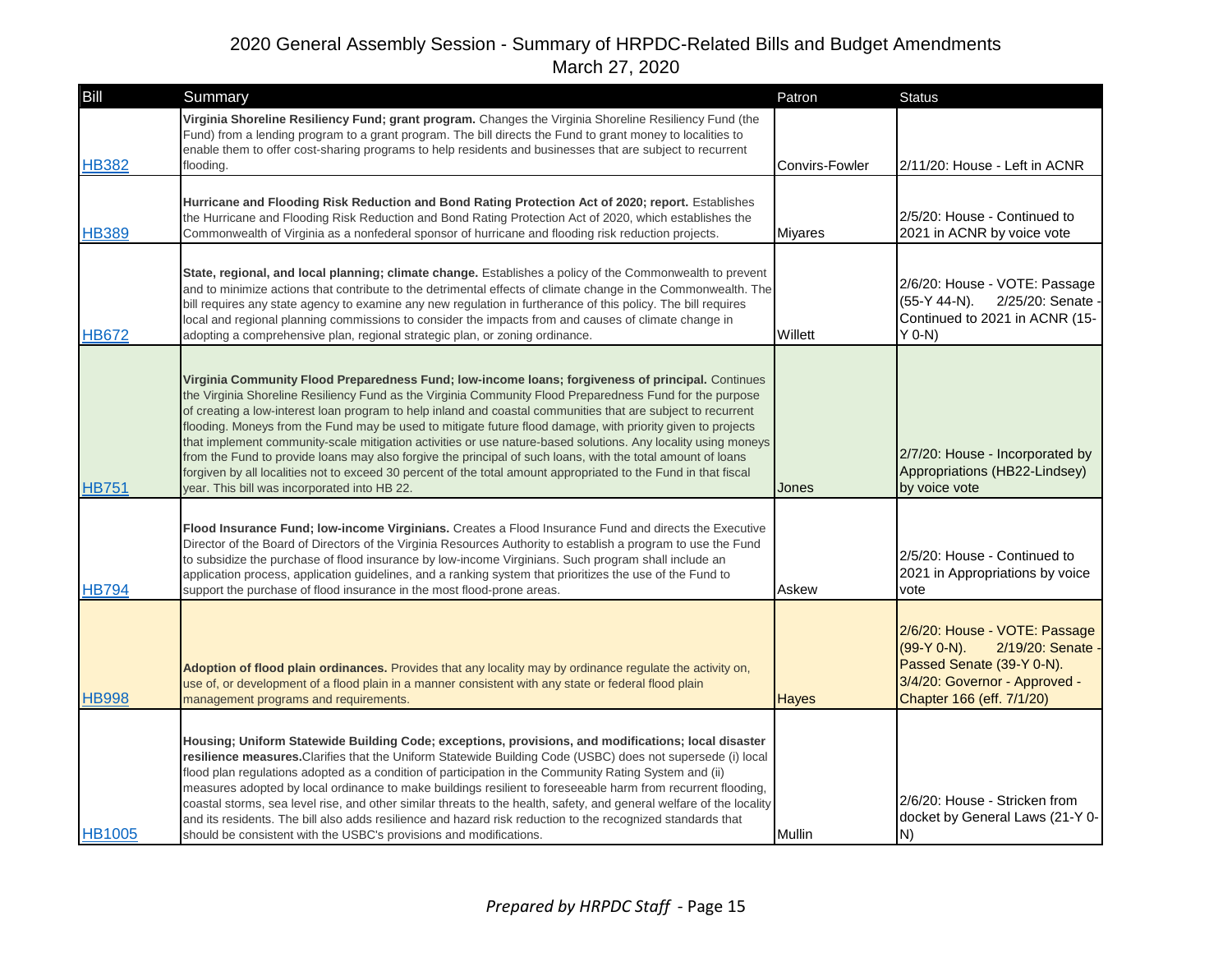# 2020 General Assembly Session - Summary of HRPDC-Related Bills and Budget Amendments

March 27, 2020

| Bill | Summary | Patron | Status |
|---|---|---|---|
| HB382 | **Virginia Shoreline Resiliency Fund; grant program.** Changes the Virginia Shoreline Resiliency Fund (the Fund) from a lending program to a grant program. The bill directs the Fund to grant money to localities to enable them to offer cost-sharing programs to help residents and businesses that are subject to recurrent flooding. | Convirs-Fowler | 2/11/20: House - Left in ACNR |
| HB389 | **Hurricane and Flooding Risk Reduction and Bond Rating Protection Act of 2020; report.** Establishes the Hurricane and Flooding Risk Reduction and Bond Rating Protection Act of 2020, which establishes the Commonwealth of Virginia as a nonfederal sponsor of hurricane and flooding risk reduction projects. | Miyares | 2/5/20: House - Continued to 2021 in ACNR by voice vote |
| HB672 | **State, regional, and local planning; climate change.** Establishes a policy of the Commonwealth to prevent and to minimize actions that contribute to the detrimental effects of climate change in the Commonwealth. The bill requires any state agency to examine any new regulation in furtherance of this policy. The bill requires local and regional planning commissions to consider the impacts from and causes of climate change in adopting a comprehensive plan, regional strategic plan, or zoning ordinance. | Willett | 2/6/20: House - VOTE: Passage (55-Y 44-N). 2/25/20: Senate - Continued to 2021 in ACNR (15-Y 0-N) |
| HB751 | **Virginia Community Flood Preparedness Fund; low-income loans; forgiveness of principal.** Continues the Virginia Shoreline Resiliency Fund as the Virginia Community Flood Preparedness Fund for the purpose of creating a low-interest loan program to help inland and coastal communities that are subject to recurrent flooding. Moneys from the Fund may be used to mitigate future flood damage, with priority given to projects that implement community-scale mitigation activities or use nature-based solutions. Any locality using moneys from the Fund to provide loans may also forgive the principal of such loans, with the total amount of loans forgiven by all localities not to exceed 30 percent of the total amount appropriated to the Fund in that fiscal year. This bill was incorporated into HB 22. | Jones | 2/7/20: House - Incorporated by Appropriations (HB22-Lindsey) by voice vote |
| HB794 | **Flood Insurance Fund; low-income Virginians.** Creates a Flood Insurance Fund and directs the Executive Director of the Board of Directors of the Virginia Resources Authority to establish a program to use the Fund to subsidize the purchase of flood insurance by low-income Virginians. Such program shall include an application process, application guidelines, and a ranking system that prioritizes the use of the Fund to support the purchase of flood insurance in the most flood-prone areas. | Askew | 2/5/20: House - Continued to 2021 in Appropriations by voice vote |
| HB998 | **Adoption of flood plain ordinances.** Provides that any locality may by ordinance regulate the activity on, use of, or development of a flood plain in a manner consistent with any state or federal flood plain management programs and requirements. | Hayes | 2/6/20: House - VOTE: Passage (99-Y 0-N). 2/19/20: Senate - Passed Senate (39-Y 0-N). 3/4/20: Governor - Approved - Chapter 166 (eff. 7/1/20) |
| HB1005 | **Housing; Uniform Statewide Building Code; exceptions, provisions, and modifications; local disaster resilience measures.** Clarifies that the Uniform Statewide Building Code (USBC) does not supersede (i) local flood plan regulations adopted as a condition of participation in the Community Rating System and (ii) measures adopted by local ordinance to make buildings resilient to foreseeable harm from recurrent flooding, coastal storms, sea level rise, and other similar threats to the health, safety, and general welfare of the locality and its residents. The bill also adds resilience and hazard risk reduction to the recognized standards that should be consistent with the USBC's provisions and modifications. | Mullin | 2/6/20: House - Stricken from docket by General Laws (21-Y 0-N) |

*Prepared by HRPDC Staff*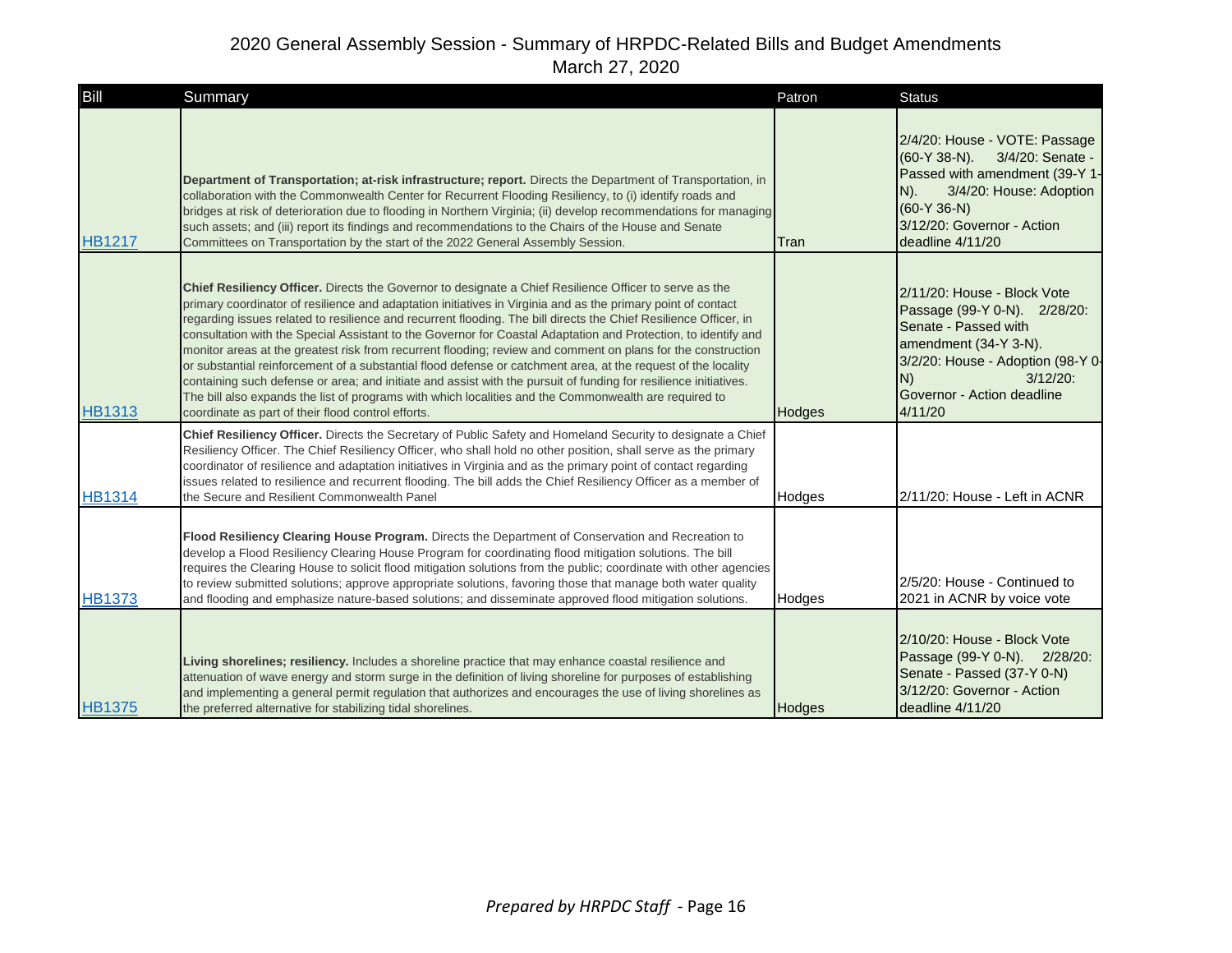# 2020 General Assembly Session - Summary of HRPDC-Related Bills and Budget Amendments

March 27, 2020

| Bill | Summary | Patron | Status |
| --- | --- | --- | --- |
| HB1217 | **Department of Transportation; at-risk infrastructure; report.** Directs the Department of Transportation, in collaboration with the Commonwealth Center for Recurrent Flooding Resiliency, to (i) identify roads and bridges at risk of deterioration due to flooding in Northern Virginia; (ii) develop recommendations for managing such assets; and (iii) report its findings and recommendations to the Chairs of the House and Senate Committees on Transportation by the start of the 2022 General Assembly Session. | Tran | 2/4/20: House - VOTE: Passage (60-Y 38-N). 3/4/20: Senate - Passed with amendment (39-Y 1-N). 3/4/20: House: Adoption (60-Y 36-N) 3/12/20: Governor - Action deadline 4/11/20 |
| HB1313 | **Chief Resiliency Officer.** Directs the Governor to designate a Chief Resilience Officer to serve as the primary coordinator of resilience and adaptation initiatives in Virginia and as the primary point of contact regarding issues related to resilience and recurrent flooding. The bill directs the Chief Resilience Officer, in consultation with the Special Assistant to the Governor for Coastal Adaptation and Protection, to identify and monitor areas at the greatest risk from recurrent flooding; review and comment on plans for the construction or substantial reinforcement of a substantial flood defense or catchment area, at the request of the locality containing such defense or area; and initiate and assist with the pursuit of funding for resilience initiatives. The bill also expands the list of programs with which localities and the Commonwealth are required to coordinate as part of their flood control efforts. | Hodges | 2/11/20: House - Block Vote Passage (99-Y 0-N). 2/28/20: Senate - Passed with amendment (34-Y 3-N). 3/2/20: House - Adoption (98-Y 0-N) 3/12/20: Governor - Action deadline 4/11/20 |
| HB1314 | **Chief Resiliency Officer.** Directs the Secretary of Public Safety and Homeland Security to designate a Chief Resiliency Officer. The Chief Resiliency Officer, who shall hold no other position, shall serve as the primary coordinator of resilience and adaptation initiatives in Virginia and as the primary point of contact regarding issues related to resilience and recurrent flooding. The bill adds the Chief Resiliency Officer as a member of the Secure and Resilient Commonwealth Panel | Hodges | 2/11/20: House - Left in ACNR |
| HB1373 | **Flood Resiliency Clearing House Program.** Directs the Department of Conservation and Recreation to develop a Flood Resiliency Clearing House Program for coordinating flood mitigation solutions. The bill requires the Clearing House to solicit flood mitigation solutions from the public; coordinate with other agencies to review submitted solutions; approve appropriate solutions, favoring those that manage both water quality and flooding and emphasize nature-based solutions; and disseminate approved flood mitigation solutions. | Hodges | 2/5/20: House - Continued to 2021 in ACNR by voice vote |
| HB1375 | **Living shorelines; resiliency.** Includes a shoreline practice that may enhance coastal resilience and attenuation of wave energy and storm surge in the definition of living shoreline for purposes of establishing and implementing a general permit regulation that authorizes and encourages the use of living shorelines as the preferred alternative for stabilizing tidal shorelines. | Hodges | 2/10/20: House - Block Vote Passage (99-Y 0-N). 2/28/20: Senate - Passed (37-Y 0-N) 3/12/20: Governor - Action deadline 4/11/20 |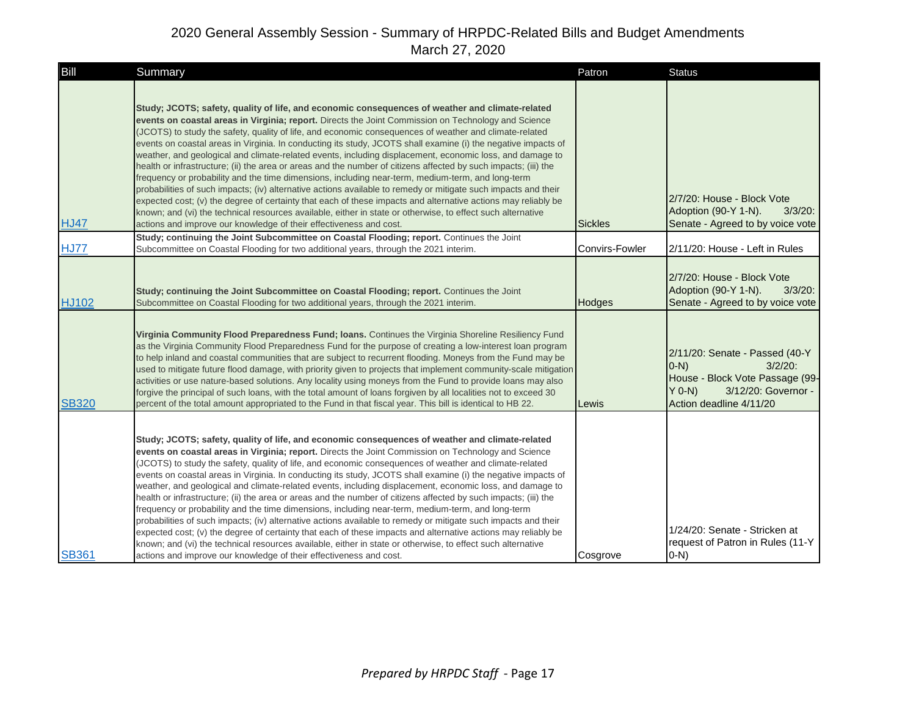# 2020 General Assembly Session - Summary of HRPDC-Related Bills and Budget Amendments

March 27, 2020

| Bill | Summary | Patron | Status |
|---|---|---|---|
| HJ47 | **Study; JCOTS; safety, quality of life, and economic consequences of weather and climate-related events on coastal areas in Virginia; report.** Directs the Joint Commission on Technology and Science (JCOTS) to study the safety, quality of life, and economic consequences of weather and climate-related events on coastal areas in Virginia. In conducting its study, JCOTS shall examine (i) the negative impacts of weather, and geological and climate-related events, including displacement, economic loss, and damage to health or infrastructure; (ii) the area or areas and the number of citizens affected by such impacts; (iii) the frequency or probability and the time dimensions, including near-term, medium-term, and long-term probabilities of such impacts; (iv) alternative actions available to remedy or mitigate such impacts and their expected cost; (v) the degree of certainty that each of these impacts and alternative actions may reliably be known; and (vi) the technical resources available, either in state or otherwise, to effect such alternative actions and improve our knowledge of their effectiveness and cost. | Sickles | 2/7/20: House - Block Vote Adoption (90-Y 1-N). 3/3/20: Senate - Agreed to by voice vote |
| HJ77 | **Study; continuing the Joint Subcommittee on Coastal Flooding; report.** Continues the Joint Subcommittee on Coastal Flooding for two additional years, through the 2021 interim. | Convirs-Fowler | 2/11/20: House - Left in Rules |
| HJ102 | **Study; continuing the Joint Subcommittee on Coastal Flooding; report.** Continues the Joint Subcommittee on Coastal Flooding for two additional years, through the 2021 interim. | Hodges | 2/7/20: House - Block Vote Adoption (90-Y 1-N). 3/3/20: Senate - Agreed to by voice vote |
| SB320 | **Virginia Community Flood Preparedness Fund; loans.** Continues the Virginia Shoreline Resiliency Fund as the Virginia Community Flood Preparedness Fund for the purpose of creating a low-interest loan program to help inland and coastal communities that are subject to recurrent flooding. Moneys from the Fund may be used to mitigate future flood damage, with priority given to projects that implement community-scale mitigation activities or use nature-based solutions. Any locality using moneys from the Fund to provide loans may also forgive the principal of such loans, with the total amount of loans forgiven by all localities not to exceed 30 percent of the total amount appropriated to the Fund in that fiscal year. This bill is identical to HB 22. | Lewis | 2/11/20: Senate - Passed (40-Y 0-N) 3/2/20: House - Block Vote Passage (99-Y 0-N) 3/12/20: Governor - Action deadline 4/11/20 |
| SB361 | **Study; JCOTS; safety, quality of life, and economic consequences of weather and climate-related events on coastal areas in Virginia; report.** Directs the Joint Commission on Technology and Science (JCOTS) to study the safety, quality of life, and economic consequences of weather and climate-related events on coastal areas in Virginia. In conducting its study, JCOTS shall examine (i) the negative impacts of weather, and geological and climate-related events, including displacement, economic loss, and damage to health or infrastructure; (ii) the area or areas and the number of citizens affected by such impacts; (iii) the frequency or probability and the time dimensions, including near-term, medium-term, and long-term probabilities of such impacts; (iv) alternative actions available to remedy or mitigate such impacts and their expected cost; (v) the degree of certainty that each of these impacts and alternative actions may reliably be known; and (vi) the technical resources available, either in state or otherwise, to effect such alternative actions and improve our knowledge of their effectiveness and cost. | Cosgrove | 1/24/20: Senate - Stricken at request of Patron in Rules (11-Y 0-N) |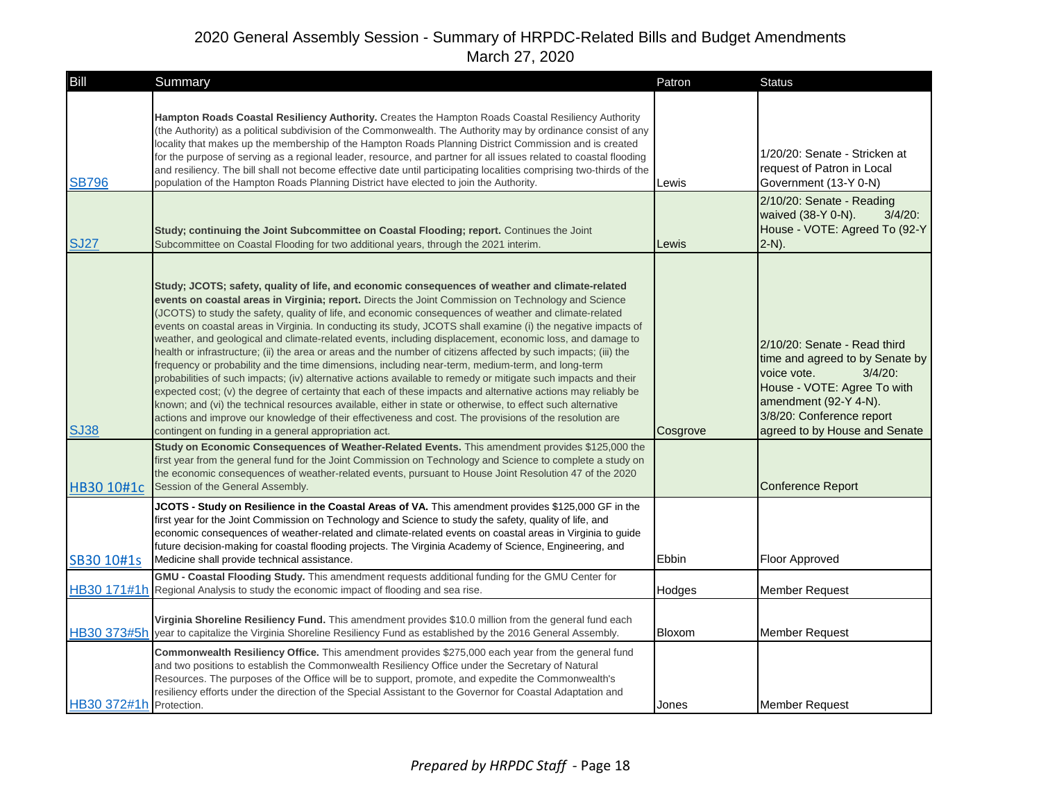# 2020 General Assembly Session - Summary of HRPDC-Related Bills and Budget Amendments

March 27, 2020

| Bill | Summary | Patron | Status |
|---|---|---|---|
| SB796 | **Hampton Roads Coastal Resiliency Authority.** Creates the Hampton Roads Coastal Resiliency Authority (the Authority) as a political subdivision of the Commonwealth. The Authority may by ordinance consist of any locality that makes up the membership of the Hampton Roads Planning District Commission and is created for the purpose of serving as a regional leader, resource, and partner for all issues related to coastal flooding and resiliency. The bill shall not become effective date until participating localities comprising two-thirds of the population of the Hampton Roads Planning District have elected to join the Authority. | Lewis | 1/20/20: Senate - Stricken at request of Patron in Local Government (13-Y 0-N) |
| SJ27 | **Study; continuing the Joint Subcommittee on Coastal Flooding; report.** Continues the Joint Subcommittee on Coastal Flooding for two additional years, through the 2021 interim. | Lewis | 2/10/20: Senate - Reading waived (38-Y 0-N). 3/4/20: House - VOTE: Agreed To (92-Y 2-N). |
| SJ38 | **Study; JCOTS; safety, quality of life, and economic consequences of weather and climate-related events on coastal areas in Virginia; report.** Directs the Joint Commission on Technology and Science (JCOTS) to study the safety, quality of life, and economic consequences of weather and climate-related events on coastal areas in Virginia. In conducting its study, JCOTS shall examine (i) the negative impacts of weather, and geological and climate-related events, including displacement, economic loss, and damage to health or infrastructure; (ii) the area or areas and the number of citizens affected by such impacts; (iii) the frequency or probability and the time dimensions, including near-term, medium-term, and long-term probabilities of such impacts; (iv) alternative actions available to remedy or mitigate such impacts and their expected cost; (v) the degree of certainty that each of these impacts and alternative actions may reliably be known; and (vi) the technical resources available, either in state or otherwise, to effect such alternative actions and improve our knowledge of their effectiveness and cost. The provisions of the resolution are contingent on funding in a general appropriation act. | Cosgrove | 2/10/20: Senate - Read third time and agreed to by Senate by voice vote. 3/4/20: House - VOTE: Agree To with amendment (92-Y 4-N). 3/8/20: Conference report agreed to by House and Senate |
| HB30 10#1c | **Study on Economic Consequences of Weather-Related Events.** This amendment provides $125,000 the first year from the general fund for the Joint Commission on Technology and Science to complete a study on the economic consequences of weather-related events, pursuant to House Joint Resolution 47 of the 2020 Session of the General Assembly. | | Conference Report |
| SB30 10#1s | **JCOTS - Study on Resilience in the Coastal Areas of VA.** This amendment provides $125,000 GF in the first year for the Joint Commission on Technology and Science to study the safety, quality of life, and economic consequences of weather-related and climate-related events on coastal areas in Virginia to guide future decision-making for coastal flooding projects. The Virginia Academy of Science, Engineering, and Medicine shall provide technical assistance. | Ebbin | Floor Approved |
| HB30 171#1h | **GMU - Coastal Flooding Study.** This amendment requests additional funding for the GMU Center for Regional Analysis to study the economic impact of flooding and sea rise. | Hodges | Member Request |
| HB30 373#5h | **Virginia Shoreline Resiliency Fund.** This amendment provides $10.0 million from the general fund each year to capitalize the Virginia Shoreline Resiliency Fund as established by the 2016 General Assembly. | Bloxom | Member Request |
| HB30 372#1h | **Commonwealth Resiliency Office.** This amendment provides $275,000 each year from the general fund and two positions to establish the Commonwealth Resiliency Office under the Secretary of Natural Resources. The purposes of the Office will be to support, promote, and expedite the Commonwealth's resiliency efforts under the direction of the Special Assistant to the Governor for Coastal Adaptation and Protection. | Jones | Member Request |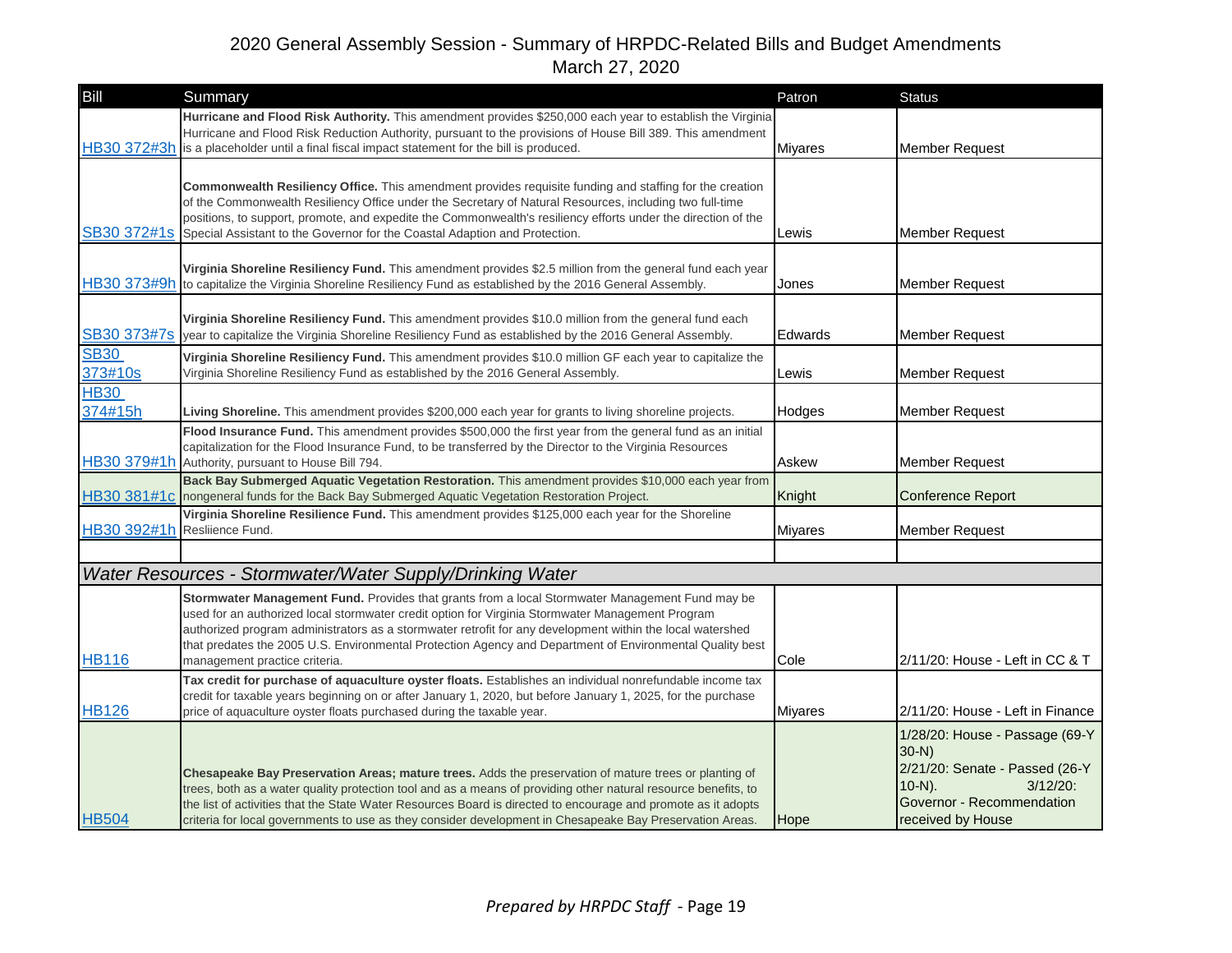# 2020 General Assembly Session - Summary of HRPDC-Related Bills and Budget Amendments
March 27, 2020

| Bill | Summary | Patron | Status |
|---|---|---|---|
| HB30 372#3h | **Hurricane and Flood Risk Authority.** This amendment provides $250,000 each year to establish the Virginia Hurricane and Flood Risk Reduction Authority, pursuant to the provisions of House Bill 389. This amendment is a placeholder until a final fiscal impact statement for the bill is produced. | Miyares | Member Request |
| SB30 372#1s | **Commonwealth Resiliency Office.** This amendment provides requisite funding and staffing for the creation of the Commonwealth Resiliency Office under the Secretary of Natural Resources, including two full-time positions, to support, promote, and expedite the Commonwealth's resiliency efforts under the direction of the Special Assistant to the Governor for the Coastal Adaption and Protection. | Lewis | Member Request |
| HB30 373#9h | **Virginia Shoreline Resiliency Fund.** This amendment provides $2.5 million from the general fund each year to capitalize the Virginia Shoreline Resiliency Fund as established by the 2016 General Assembly. | Jones | Member Request |
| SB30 373#7s | **Virginia Shoreline Resiliency Fund.** This amendment provides $10.0 million from the general fund each year to capitalize the Virginia Shoreline Resiliency Fund as established by the 2016 General Assembly. | Edwards | Member Request |
| SB30 373#10s | **Virginia Shoreline Resiliency Fund.** This amendment provides $10.0 million GF each year to capitalize the Virginia Shoreline Resiliency Fund as established by the 2016 General Assembly. | Lewis | Member Request |
| HB30 374#15h | **Living Shoreline.** This amendment provides $200,000 each year for grants to living shoreline projects. | Hodges | Member Request |
| HB30 379#1h | **Flood Insurance Fund.** This amendment provides $500,000 the first year from the general fund as an initial capitalization for the Flood Insurance Fund, to be transferred by the Director to the Virginia Resources Authority, pursuant to House Bill 794. | Askew | Member Request |
| HB30 381#1c | **Back Bay Submerged Aquatic Vegetation Restoration.** This amendment provides $10,000 each year from nongeneral funds for the Back Bay Submerged Aquatic Vegetation Restoration Project. | Knight | Conference Report |
| HB30 392#1h | **Virginia Shoreline Resilience Fund.** This amendment provides $125,000 each year for the Shoreline Resliience Fund. | Miyares | Member Request |
| | | | |
| ***Water Resources - Stormwater/Water Supply/Drinking Water*** | | | |
| HB116 | **Stormwater Management Fund.** Provides that grants from a local Stormwater Management Fund may be used for an authorized local stormwater credit option for Virginia Stormwater Management Program authorized program administrators as a stormwater retrofit for any development within the local watershed that predates the 2005 U.S. Environmental Protection Agency and Department of Environmental Quality best management practice criteria. | Cole | 2/11/20: House - Left in CC & T |
| HB126 | **Tax credit for purchase of aquaculture oyster floats.** Establishes an individual nonrefundable income tax credit for taxable years beginning on or after January 1, 2020, but before January 1, 2025, for the purchase price of aquaculture oyster floats purchased during the taxable year. | Miyares | 2/11/20: House - Left in Finance |
| HB504 | **Chesapeake Bay Preservation Areas; mature trees.** Adds the preservation of mature trees or planting of trees, both as a water quality protection tool and as a means of providing other natural resource benefits, to the list of activities that the State Water Resources Board is directed to encourage and promote as it adopts criteria for local governments to use as they consider development in Chesapeake Bay Preservation Areas. | Hope | 1/28/20: House - Passage (69-Y 30-N) 2/21/20: Senate - Passed (26-Y 10-N). 3/12/20: Governor - Recommendation received by House |

*Prepared by HRPDC Staff*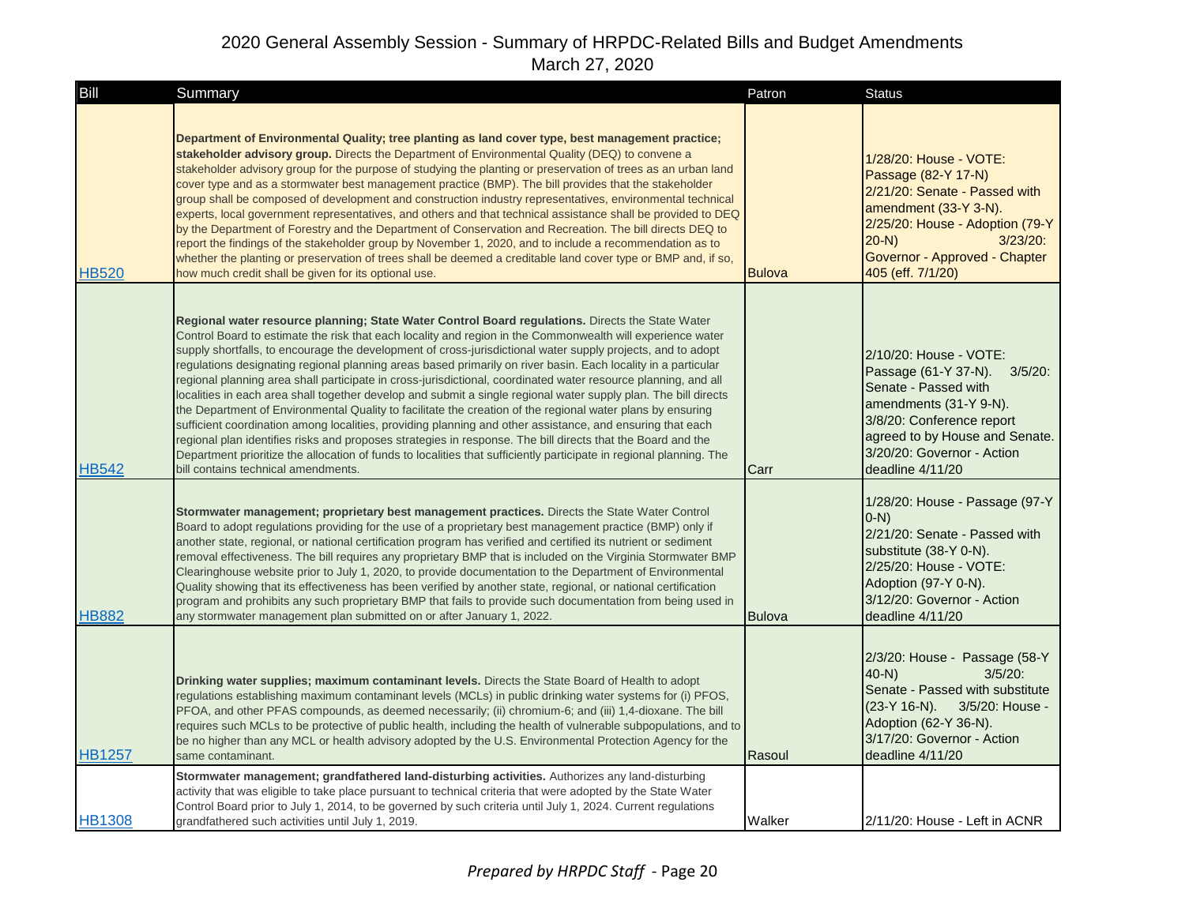# 2020 General Assembly Session - Summary of HRPDC-Related Bills and Budget Amendments

March 27, 2020

| Bill | Summary | Patron | Status |
|---|---|---|---|
| HB520 | **Department of Environmental Quality; tree planting as land cover type, best management practice; stakeholder advisory group.** Directs the Department of Environmental Quality (DEQ) to convene a stakeholder advisory group for the purpose of studying the planting or preservation of trees as an urban land cover type and as a stormwater best management practice (BMP). The bill provides that the stakeholder group shall be composed of development and construction industry representatives, environmental technical experts, local government representatives, and others and that technical assistance shall be provided to DEQ by the Department of Forestry and the Department of Conservation and Recreation. The bill directs DEQ to report the findings of the stakeholder group by November 1, 2020, and to include a recommendation as to whether the planting or preservation of trees shall be deemed a creditable land cover type or BMP and, if so, how much credit shall be given for its optional use. | Bulova | 1/28/20: House - VOTE: Passage (82-Y 17-N) 2/21/20: Senate - Passed with amendment (33-Y 3-N). 2/25/20: House - Adoption (79-Y 20-N) 3/23/20: Governor - Approved - Chapter 405 (eff. 7/1/20) |
| HB542 | **Regional water resource planning; State Water Control Board regulations.** Directs the State Water Control Board to estimate the risk that each locality and region in the Commonwealth will experience water supply shortfalls, to encourage the development of cross-jurisdictional water supply projects, and to adopt regulations designating regional planning areas based primarily on river basin. Each locality in a particular regional planning area shall participate in cross-jurisdictional, coordinated water resource planning, and all localities in each area shall together develop and submit a single regional water supply plan. The bill directs the Department of Environmental Quality to facilitate the creation of the regional water plans by ensuring sufficient coordination among localities, providing planning and other assistance, and ensuring that each regional plan identifies risks and proposes strategies in response. The bill directs that the Board and the Department prioritize the allocation of funds to localities that sufficiently participate in regional planning. The bill contains technical amendments. | Carr | 2/10/20: House - VOTE: Passage (61-Y 37-N). 3/5/20: Senate - Passed with amendments (31-Y 9-N). 3/8/20: Conference report agreed to by House and Senate. 3/20/20: Governor - Action deadline 4/11/20 |
| HB882 | **Stormwater management; proprietary best management practices.** Directs the State Water Control Board to adopt regulations providing for the use of a proprietary best management practice (BMP) only if another state, regional, or national certification program has verified and certified its nutrient or sediment removal effectiveness. The bill requires any proprietary BMP that is included on the Virginia Stormwater BMP Clearinghouse website prior to July 1, 2020, to provide documentation to the Department of Environmental Quality showing that its effectiveness has been verified by another state, regional, or national certification program and prohibits any such proprietary BMP that fails to provide such documentation from being used in any stormwater management plan submitted on or after January 1, 2022. | Bulova | 1/28/20: House - Passage (97-Y 0-N) 2/21/20: Senate - Passed with substitute (38-Y 0-N). 2/25/20: House - VOTE: Adoption (97-Y 0-N). 3/12/20: Governor - Action deadline 4/11/20 |
| HB1257 | **Drinking water supplies; maximum contaminant levels.** Directs the State Board of Health to adopt regulations establishing maximum contaminant levels (MCLs) in public drinking water systems for (i) PFOS, PFOA, and other PFAS compounds, as deemed necessarily; (ii) chromium-6; and (iii) 1,4-dioxane. The bill requires such MCLs to be protective of public health, including the health of vulnerable subpopulations, and to be no higher than any MCL or health advisory adopted by the U.S. Environmental Protection Agency for the same contaminant. | Rasoul | 2/3/20: House - Passage (58-Y 40-N) 3/5/20: Senate - Passed with substitute (23-Y 16-N). 3/5/20: House - Adoption (62-Y 36-N). 3/17/20: Governor - Action deadline 4/11/20 |
| HB1308 | **Stormwater management; grandfathered land-disturbing activities.** Authorizes any land-disturbing activity that was eligible to take place pursuant to technical criteria that were adopted by the State Water Control Board prior to July 1, 2014, to be governed by such criteria until July 1, 2024. Current regulations grandfathered such activities until July 1, 2019. | Walker | 2/11/20: House - Left in ACNR |

*Prepared by HRPDC Staff*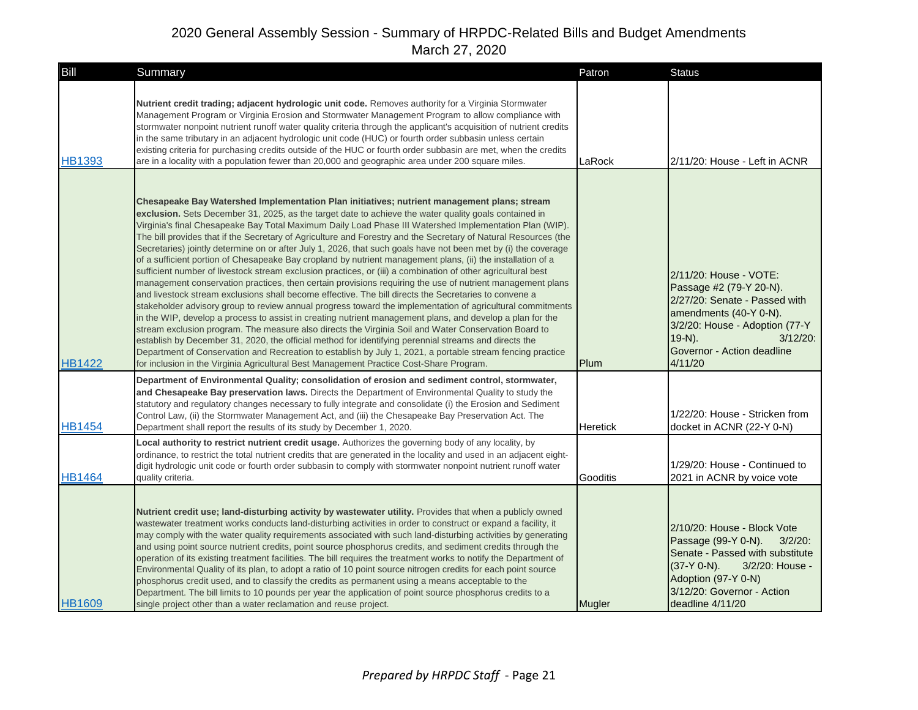# 2020 General Assembly Session - Summary of HRPDC-Related Bills and Budget Amendments

March 27, 2020

| Bill | Summary | Patron | Status |
|---|---|---|---|
| HB1393 | **Nutrient credit trading; adjacent hydrologic unit code.** Removes authority for a Virginia Stormwater Management Program or Virginia Erosion and Stormwater Management Program to allow compliance with stormwater nonpoint nutrient runoff water quality criteria through the applicant's acquisition of nutrient credits in the same tributary in an adjacent hydrologic unit code (HUC) or fourth order subbasin unless certain existing criteria for purchasing credits outside of the HUC or fourth order subbasin are met, when the credits are in a locality with a population fewer than 20,000 and geographic area under 200 square miles. | LaRock | 2/11/20: House - Left in ACNR |
| HB1422 | **Chesapeake Bay Watershed Implementation Plan initiatives; nutrient management plans; stream exclusion.** Sets December 31, 2025, as the target date to achieve the water quality goals contained in Virginia's final Chesapeake Bay Total Maximum Daily Load Phase III Watershed Implementation Plan (WIP). The bill provides that if the Secretary of Agriculture and Forestry and the Secretary of Natural Resources (the Secretaries) jointly determine on or after July 1, 2026, that such goals have not been met by (i) the coverage of a sufficient portion of Chesapeake Bay cropland by nutrient management plans, (ii) the installation of a sufficient number of livestock stream exclusion practices, or (iii) a combination of other agricultural best management conservation practices, then certain provisions requiring the use of nutrient management plans and livestock stream exclusions shall become effective. The bill directs the Secretaries to convene a stakeholder advisory group to review annual progress toward the implementation of agricultural commitments in the WIP, develop a process to assist in creating nutrient management plans, and develop a plan for the stream exclusion program. The measure also directs the Virginia Soil and Water Conservation Board to establish by December 31, 2020, the official method for identifying perennial streams and directs the Department of Conservation and Recreation to establish by July 1, 2021, a portable stream fencing practice for inclusion in the Virginia Agricultural Best Management Practice Cost-Share Program. | Plum | 2/11/20: House - VOTE: Passage #2 (79-Y 20-N). 2/27/20: Senate - Passed with amendments (40-Y 0-N). 3/2/20: House - Adoption (77-Y 19-N). 3/12/20: Governor - Action deadline 4/11/20 |
| HB1454 | **Department of Environmental Quality; consolidation of erosion and sediment control, stormwater, and Chesapeake Bay preservation laws.** Directs the Department of Environmental Quality to study the statutory and regulatory changes necessary to fully integrate and consolidate (i) the Erosion and Sediment Control Law, (ii) the Stormwater Management Act, and (iii) the Chesapeake Bay Preservation Act. The Department shall report the results of its study by December 1, 2020. | Heretick | 1/22/20: House - Stricken from docket in ACNR (22-Y 0-N) |
| HB1464 | **Local authority to restrict nutrient credit usage.** Authorizes the governing body of any locality, by ordinance, to restrict the total nutrient credits that are generated in the locality and used in an adjacent eight-digit hydrologic unit code or fourth order subbasin to comply with stormwater nonpoint nutrient runoff water quality criteria. | Gooditis | 1/29/20: House - Continued to 2021 in ACNR by voice vote |
| HB1609 | **Nutrient credit use; land-disturbing activity by wastewater utility.** Provides that when a publicly owned wastewater treatment works conducts land-disturbing activities in order to construct or expand a facility, it may comply with the water quality requirements associated with such land-disturbing activities by generating and using point source nutrient credits, point source phosphorus credits, and sediment credits through the operation of its existing treatment facilities. The bill requires the treatment works to notify the Department of Environmental Quality of its plan, to adopt a ratio of 10 point source nitrogen credits for each point source phosphorus credit used, and to classify the credits as permanent using a means acceptable to the Department. The bill limits to 10 pounds per year the application of point source phosphorus credits to a single project other than a water reclamation and reuse project. | Mugler | 2/10/20: House - Block Vote Passage (99-Y 0-N). 3/2/20: Senate - Passed with substitute (37-Y 0-N). 3/2/20: House - Adoption (97-Y 0-N) 3/12/20: Governor - Action deadline 4/11/20 |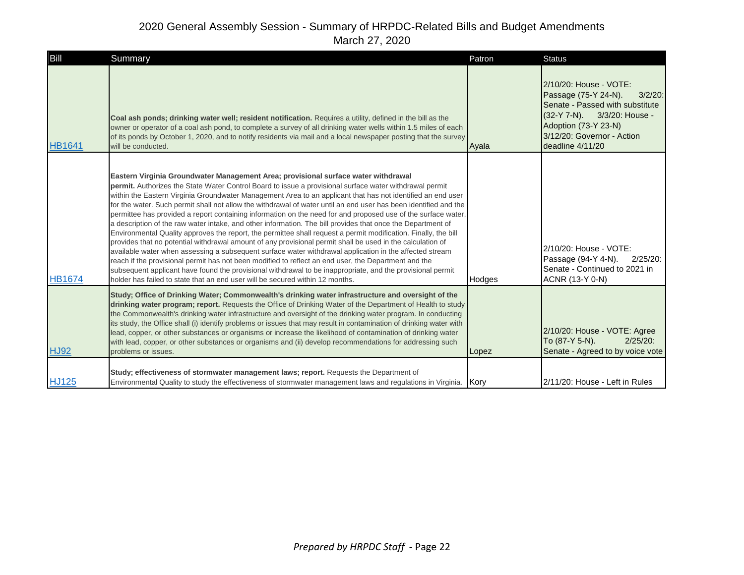# 2020 General Assembly Session - Summary of HRPDC-Related Bills and Budget Amendments

March 27, 2020

| Bill | Summary | Patron | Status |
|---|---|---|---|
| HB1641 | **Coal ash ponds; drinking water well; resident notification.** Requires a utility, defined in the bill as the owner or operator of a coal ash pond, to complete a survey of all drinking water wells within 1.5 miles of each of its ponds by October 1, 2020, and to notify residents via mail and a local newspaper posting that the survey will be conducted. | Ayala | 2/10/20: House - VOTE: Passage (75-Y 24-N). 3/2/20: Senate - Passed with substitute (32-Y 7-N). 3/3/20: House - Adoption (73-Y 23-N) 3/12/20: Governor - Action deadline 4/11/20 |
| HB1674 | **Eastern Virginia Groundwater Management Area; provisional surface water withdrawal permit.** Authorizes the State Water Control Board to issue a provisional surface water withdrawal permit within the Eastern Virginia Groundwater Management Area to an applicant that has not identified an end user for the water. Such permit shall not allow the withdrawal of water until an end user has been identified and the permittee has provided a report containing information on the need for and proposed use of the surface water, a description of the raw water intake, and other information. The bill provides that once the Department of Environmental Quality approves the report, the permittee shall request a permit modification. Finally, the bill provides that no potential withdrawal amount of any provisional permit shall be used in the calculation of available water when assessing a subsequent surface water withdrawal application in the affected stream reach if the provisional permit has not been modified to reflect an end user, the Department and the subsequent applicant have found the provisional withdrawal to be inappropriate, and the provisional permit holder has failed to state that an end user will be secured within 12 months. | Hodges | 2/10/20: House - VOTE: Passage (94-Y 4-N). 2/25/20: Senate - Continued to 2021 in ACNR (13-Y 0-N) |
| HJ92 | **Study; Office of Drinking Water; Commonwealth's drinking water infrastructure and oversight of the drinking water program; report.** Requests the Office of Drinking Water of the Department of Health to study the Commonwealth's drinking water infrastructure and oversight of the drinking water program. In conducting its study, the Office shall (i) identify problems or issues that may result in contamination of drinking water with lead, copper, or other substances or organisms or increase the likelihood of contamination of drinking water with lead, copper, or other substances or organisms and (ii) develop recommendations for addressing such problems or issues. | Lopez | 2/10/20: House - VOTE: Agree To (87-Y 5-N). 2/25/20: Senate - Agreed to by voice vote |
| HJ125 | **Study; effectiveness of stormwater management laws; report.** Requests the Department of Environmental Quality to study the effectiveness of stormwater management laws and regulations in Virginia. | Kory | 2/11/20: House - Left in Rules |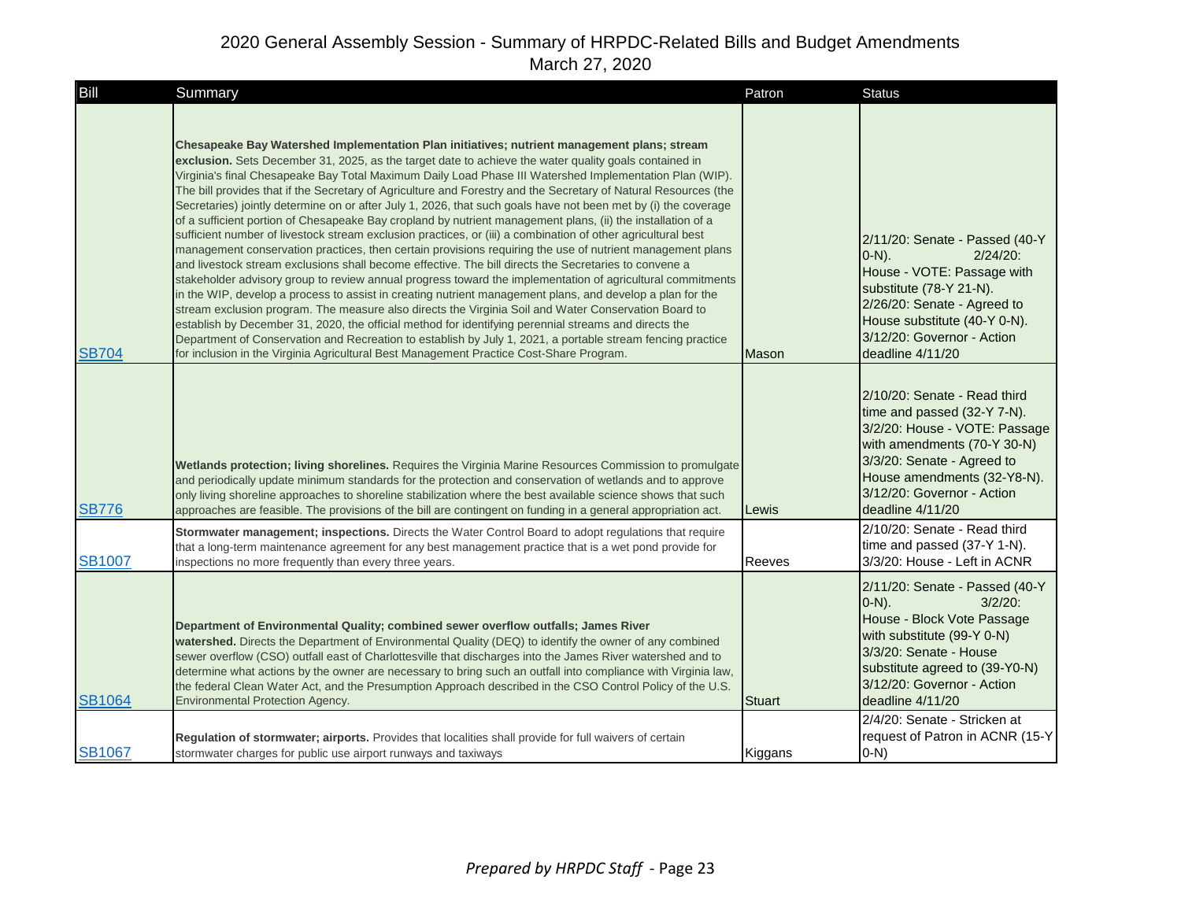# 2020 General Assembly Session - Summary of HRPDC-Related Bills and Budget Amendments

March 27, 2020

| Bill | Summary | Patron | Status |
|---|---|---|---|
| SB704 | **Chesapeake Bay Watershed Implementation Plan initiatives; nutrient management plans; stream exclusion.** Sets December 31, 2025, as the target date to achieve the water quality goals contained in Virginia's final Chesapeake Bay Total Maximum Daily Load Phase III Watershed Implementation Plan (WIP). The bill provides that if the Secretary of Agriculture and Forestry and the Secretary of Natural Resources (the Secretaries) jointly determine on or after July 1, 2026, that such goals have not been met by (i) the coverage of a sufficient portion of Chesapeake Bay cropland by nutrient management plans, (ii) the installation of a sufficient number of livestock stream exclusion practices, or (iii) a combination of other agricultural best management conservation practices, then certain provisions requiring the use of nutrient management plans and livestock stream exclusions shall become effective. The bill directs the Secretaries to convene a stakeholder advisory group to review annual progress toward the implementation of agricultural commitments in the WIP, develop a process to assist in creating nutrient management plans, and develop a plan for the stream exclusion program. The measure also directs the Virginia Soil and Water Conservation Board to establish by December 31, 2020, the official method for identifying perennial streams and directs the Department of Conservation and Recreation to establish by July 1, 2021, a portable stream fencing practice for inclusion in the Virginia Agricultural Best Management Practice Cost-Share Program. | Mason | 2/11/20: Senate - Passed (40-Y 0-N). 2/24/20: House - VOTE: Passage with substitute (78-Y 21-N). 2/26/20: Senate - Agreed to House substitute (40-Y 0-N). 3/12/20: Governor - Action deadline 4/11/20 |
| SB776 | **Wetlands protection; living shorelines.** Requires the Virginia Marine Resources Commission to promulgate and periodically update minimum standards for the protection and conservation of wetlands and to approve only living shoreline approaches to shoreline stabilization where the best available science shows that such approaches are feasible. The provisions of the bill are contingent on funding in a general appropriation act. | Lewis | 2/10/20: Senate - Read third time and passed (32-Y 7-N). 3/2/20: House - VOTE: Passage with amendments (70-Y 30-N) 3/3/20: Senate - Agreed to House amendments (32-Y8-N). 3/12/20: Governor - Action deadline 4/11/20 |
| SB1007 | **Stormwater management; inspections.** Directs the Water Control Board to adopt regulations that require that a long-term maintenance agreement for any best management practice that is a wet pond provide for inspections no more frequently than every three years. | Reeves | 2/10/20: Senate - Read third time and passed (37-Y 1-N). 3/3/20: House - Left in ACNR |
| SB1064 | **Department of Environmental Quality; combined sewer overflow outfalls; James River watershed.** Directs the Department of Environmental Quality (DEQ) to identify the owner of any combined sewer overflow (CSO) outfall east of Charlottesville that discharges into the James River watershed and to determine what actions by the owner are necessary to bring such an outfall into compliance with Virginia law, the federal Clean Water Act, and the Presumption Approach described in the CSO Control Policy of the U.S. Environmental Protection Agency. | Stuart | 2/11/20: Senate - Passed (40-Y 0-N). 3/2/20: House - Block Vote Passage with substitute (99-Y 0-N) 3/3/20: Senate - House substitute agreed to (39-Y0-N) 3/12/20: Governor - Action deadline 4/11/20 |
| SB1067 | **Regulation of stormwater; airports.** Provides that localities shall provide for full waivers of certain stormwater charges for public use airport runways and taxiways | Kiggans | 2/4/20: Senate - Stricken at request of Patron in ACNR (15-Y 0-N) |

*Prepared by HRPDC Staff*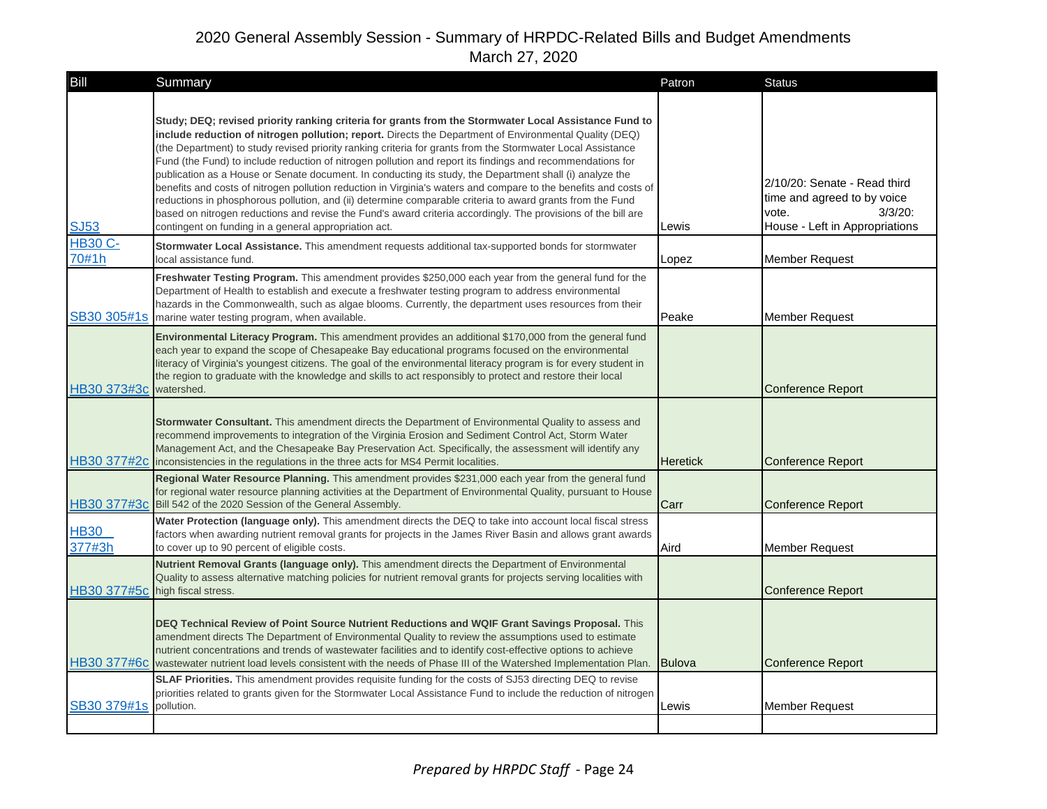# 2020 General Assembly Session - Summary of HRPDC-Related Bills and Budget Amendments

March 27, 2020

| Bill | Summary | Patron | Status |
|---|---|---|---|
| SJ53 | **Study; DEQ; revised priority ranking criteria for grants from the Stormwater Local Assistance Fund to include reduction of nitrogen pollution; report.** Directs the Department of Environmental Quality (DEQ) (the Department) to study revised priority ranking criteria for grants from the Stormwater Local Assistance Fund (the Fund) to include reduction of nitrogen pollution and report its findings and recommendations for publication as a House or Senate document. In conducting its study, the Department shall (i) analyze the benefits and costs of nitrogen pollution reduction in Virginia's waters and compare to the benefits and costs of reductions in phosphorous pollution, and (ii) determine comparable criteria to award grants from the Fund based on nitrogen reductions and revise the Fund's award criteria accordingly. The provisions of the bill are contingent on funding in a general appropriation act. | Lewis | 2/10/20: Senate - Read third time and agreed to by voice vote. 3/3/20: House - Left in Appropriations |
| HB30 C-70#1h | **Stormwater Local Assistance.** This amendment requests additional tax-supported bonds for stormwater local assistance fund. | Lopez | Member Request |
| SB30 305#1s | **Freshwater Testing Program.** This amendment provides $250,000 each year from the general fund for the Department of Health to establish and execute a freshwater testing program to address environmental hazards in the Commonwealth, such as algae blooms. Currently, the department uses resources from their marine water testing program, when available. | Peake | Member Request |
| HB30 373#3c | **Environmental Literacy Program.** This amendment provides an additional $170,000 from the general fund each year to expand the scope of Chesapeake Bay educational programs focused on the environmental literacy of Virginia's youngest citizens. The goal of the environmental literacy program is for every student in the region to graduate with the knowledge and skills to act responsibly to protect and restore their local watershed. | | Conference Report |
| HB30 377#2c | **Stormwater Consultant.** This amendment directs the Department of Environmental Quality to assess and recommend improvements to integration of the Virginia Erosion and Sediment Control Act, Storm Water Management Act, and the Chesapeake Bay Preservation Act. Specifically, the assessment will identify any inconsistencies in the regulations in the three acts for MS4 Permit localities. | Heretick | Conference Report |
| HB30 377#3c | **Regional Water Resource Planning.** This amendment provides $231,000 each year from the general fund for regional water resource planning activities at the Department of Environmental Quality, pursuant to House Bill 542 of the 2020 Session of the General Assembly. | Carr | Conference Report |
| HB30 377#3h | **Water Protection (language only).** This amendment directs the DEQ to take into account local fiscal stress factors when awarding nutrient removal grants for projects in the James River Basin and allows grant awards to cover up to 90 percent of eligible costs. | Aird | Member Request |
| HB30 377#5c | **Nutrient Removal Grants (language only).** This amendment directs the Department of Environmental Quality to assess alternative matching policies for nutrient removal grants for projects serving localities with high fiscal stress. | | Conference Report |
| HB30 377#6c | **DEQ Technical Review of Point Source Nutrient Reductions and WQIF Grant Savings Proposal.** This amendment directs The Department of Environmental Quality to review the assumptions used to estimate nutrient concentrations and trends of wastewater facilities and to identify cost-effective options to achieve wastewater nutrient load levels consistent with the needs of Phase III of the Watershed Implementation Plan. | Bulova | Conference Report |
| SB30 379#1s | **SLAF Priorities.** This amendment provides requisite funding for the costs of SJ53 directing DEQ to revise priorities related to grants given for the Stormwater Local Assistance Fund to include the reduction of nitrogen pollution. | Lewis | Member Request |

*Prepared by HRPDC Staff*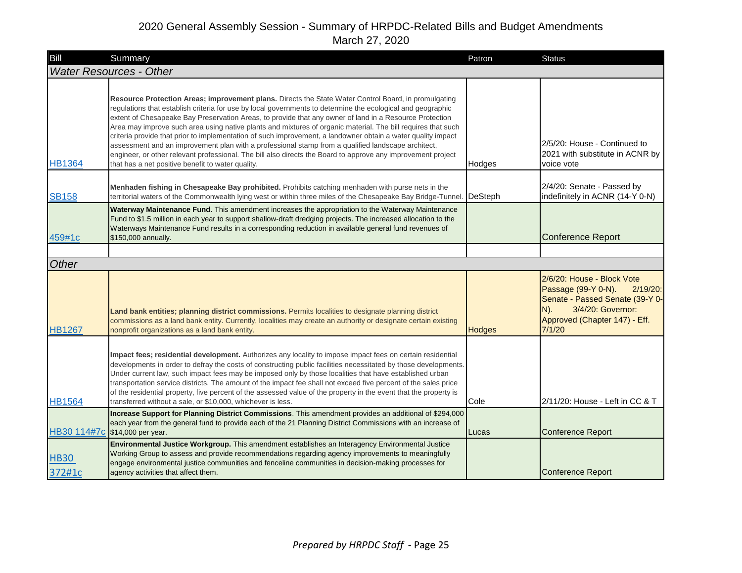# 2020 General Assembly Session - Summary of HRPDC-Related Bills and Budget Amendments

March 27, 2020

| Bill | Summary | Patron | Status |
|---|---|---|---|
| ***Water Resources - Other*** | | | |
| HB1364 | **Resource Protection Areas; improvement plans.** Directs the State Water Control Board, in promulgating regulations that establish criteria for use by local governments to determine the ecological and geographic extent of Chesapeake Bay Preservation Areas, to provide that any owner of land in a Resource Protection Area may improve such area using native plants and mixtures of organic material. The bill requires that such criteria provide that prior to implementation of such improvement, a landowner obtain a water quality impact assessment and an improvement plan with a professional stamp from a qualified landscape architect, engineer, or other relevant professional. The bill also directs the Board to approve any improvement project that has a net positive benefit to water quality. | Hodges | 2/5/20: House - Continued to 2021 with substitute in ACNR by voice vote |
| SB158 | **Menhaden fishing in Chesapeake Bay prohibited.** Prohibits catching menhaden with purse nets in the territorial waters of the Commonwealth lying west or within three miles of the Chesapeake Bay Bridge-Tunnel. | DeSteph | 2/4/20: Senate - Passed by indefinitely in ACNR (14-Y 0-N) |
| 459#1c | **Waterway Maintenance Fund**. This amendment increases the appropriation to the Waterway Maintenance Fund to $1.5 million in each year to support shallow-draft dredging projects. The increased allocation to the Waterways Maintenance Fund results in a corresponding reduction in available general fund revenues of $150,000 annually. | | Conference Report |
| | | | |
| ***Other*** | | | |
| HB1267 | **Land bank entities; planning district commissions.** Permits localities to designate planning district commissions as a land bank entity. Currently, localities may create an authority or designate certain existing nonprofit organizations as a land bank entity. | Hodges | 2/6/20: House - Block Vote Passage (99-Y 0-N). 2/19/20: Senate - Passed Senate (39-Y 0-N). 3/4/20: Governor: Approved (Chapter 147) - Eff. 7/1/20 |
| HB1564 | **Impact fees; residential development.** Authorizes any locality to impose impact fees on certain residential developments in order to defray the costs of constructing public facilities necessitated by those developments. Under current law, such impact fees may be imposed only by those localities that have established urban transportation service districts. The amount of the impact fee shall not exceed five percent of the sales price of the residential property, five percent of the assessed value of the property in the event that the property is transferred without a sale, or $10,000, whichever is less. | Cole | 2/11/20: House - Left in CC & T |
| HB30 114#7c | **Increase Support for Planning District Commissions**. This amendment provides an additional of $294,000 each year from the general fund to provide each of the 21 Planning District Commissions with an increase of $14,000 per year. | Lucas | Conference Report |
| HB30 372#1c | **Environmental Justice Workgroup.** This amendment establishes an Interagency Environmental Justice Working Group to assess and provide recommendations regarding agency improvements to meaningfully engage environmental justice communities and fenceline communities in decision-making processes for agency activities that affect them. | | Conference Report |

*Prepared by HRPDC Staff*